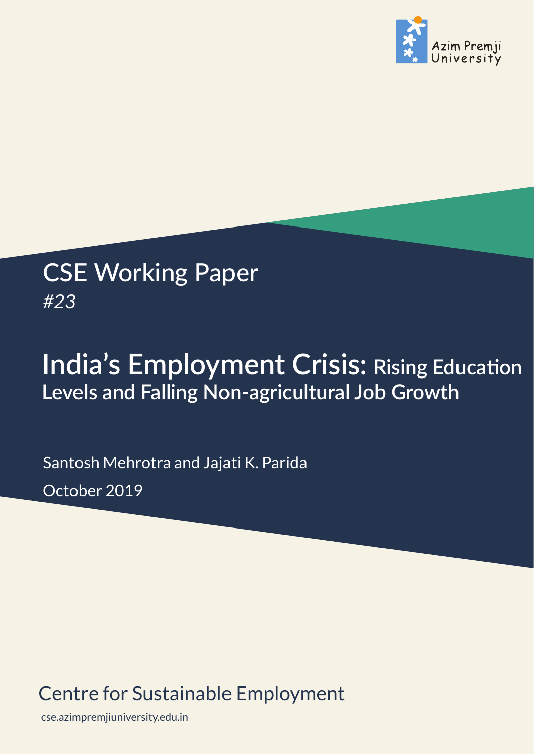Azim Premji University

CSE Working Paper
*#23*

# India's Employment Crisis: Rising Education Levels and Falling Non-agricultural Job Growth

Santosh Mehrotra and Jajati K. Parida

October 2019

Centre for Sustainable Employment

cse.azimpremjiuniversity.edu.in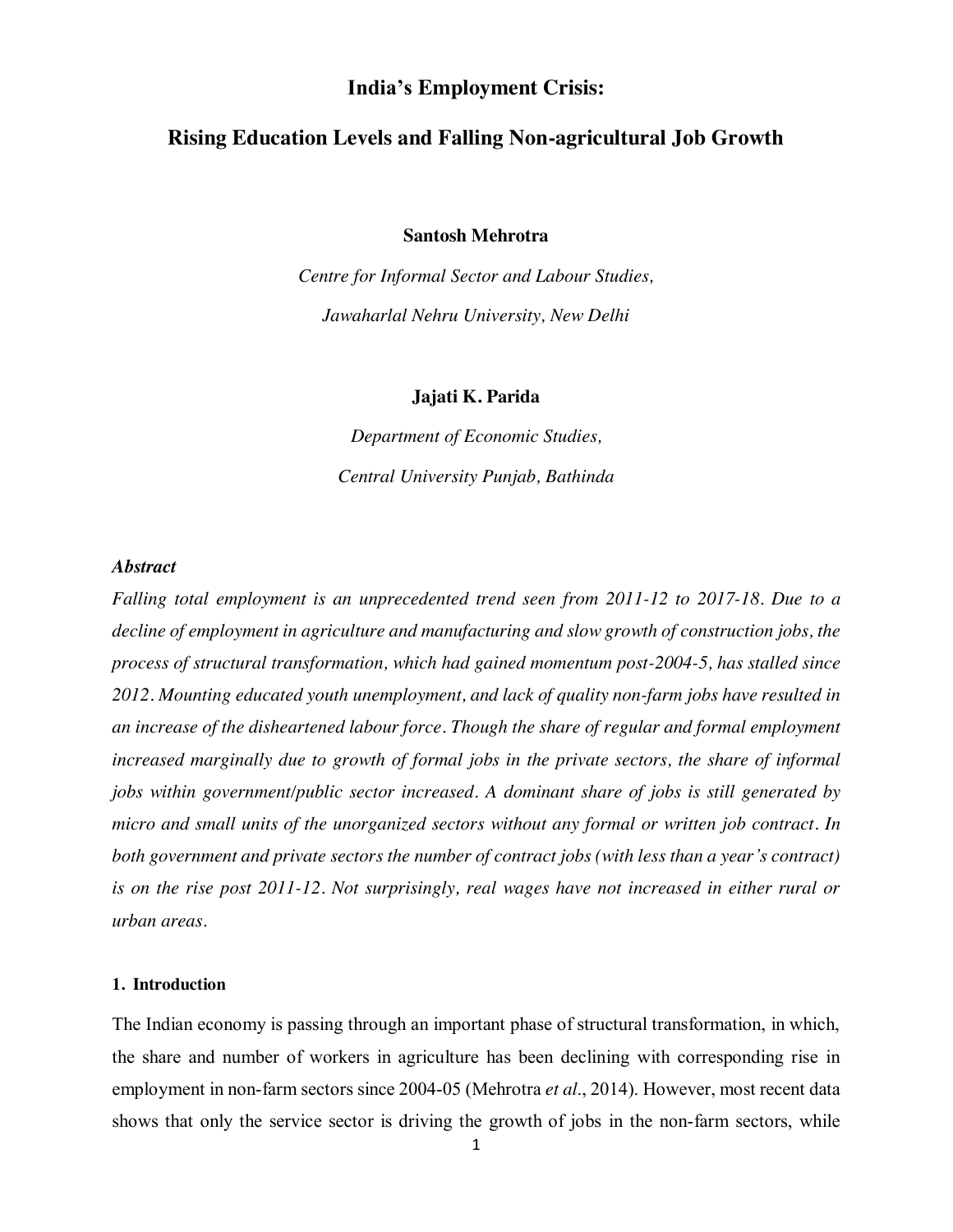# India's Employment Crisis:

# Rising Education Levels and Falling Non-agricultural Job Growth

**Santosh Mehrotra**

*Centre for Informal Sector and Labour Studies,*

*Jawaharlal Nehru University, New Delhi*

**Jajati K. Parida**

*Department of Economic Studies,*

*Central University Punjab, Bathinda*

***Abstract***

*Falling total employment is an unprecedented trend seen from 2011-12 to 2017-18. Due to a decline of employment in agriculture and manufacturing and slow growth of construction jobs, the process of structural transformation, which had gained momentum post-2004-5, has stalled since 2012. Mounting educated youth unemployment, and lack of quality non-farm jobs have resulted in an increase of the disheartened labour force. Though the share of regular and formal employment increased marginally due to growth of formal jobs in the private sectors, the share of informal jobs within government/public sector increased. A dominant share of jobs is still generated by micro and small units of the unorganized sectors without any formal or written job contract. In both government and private sectors the number of contract jobs (with less than a year's contract) is on the rise post 2011-12. Not surprisingly, real wages have not increased in either rural or urban areas.*

## 1. Introduction

The Indian economy is passing through an important phase of structural transformation, in which, the share and number of workers in agriculture has been declining with corresponding rise in employment in non-farm sectors since 2004-05 (Mehrotra *et al*., 2014). However, most recent data shows that only the service sector is driving the growth of jobs in the non-farm sectors, while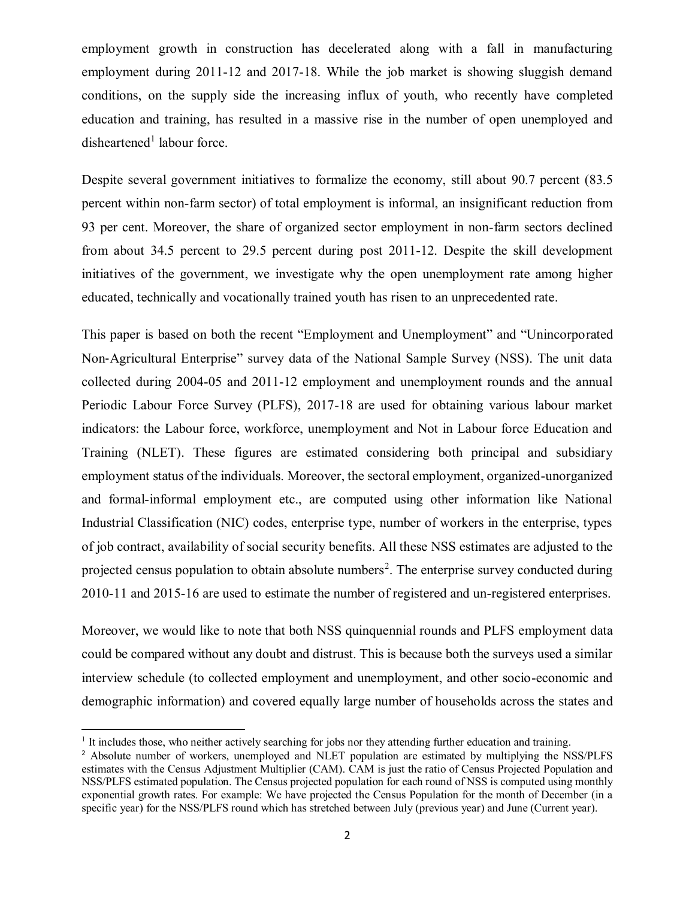employment growth in construction has decelerated along with a fall in manufacturing employment during 2011-12 and 2017-18. While the job market is showing sluggish demand conditions, on the supply side the increasing influx of youth, who recently have completed education and training, has resulted in a massive rise in the number of open unemployed and disheartened[1] labour force.

Despite several government initiatives to formalize the economy, still about 90.7 percent (83.5 percent within non-farm sector) of total employment is informal, an insignificant reduction from 93 per cent. Moreover, the share of organized sector employment in non-farm sectors declined from about 34.5 percent to 29.5 percent during post 2011-12. Despite the skill development initiatives of the government, we investigate why the open unemployment rate among higher educated, technically and vocationally trained youth has risen to an unprecedented rate.

This paper is based on both the recent "Employment and Unemployment" and "Unincorporated Non-Agricultural Enterprise" survey data of the National Sample Survey (NSS). The unit data collected during 2004-05 and 2011-12 employment and unemployment rounds and the annual Periodic Labour Force Survey (PLFS), 2017-18 are used for obtaining various labour market indicators: the Labour force, workforce, unemployment and Not in Labour force Education and Training (NLET). These figures are estimated considering both principal and subsidiary employment status of the individuals. Moreover, the sectoral employment, organized-unorganized and formal-informal employment etc., are computed using other information like National Industrial Classification (NIC) codes, enterprise type, number of workers in the enterprise, types of job contract, availability of social security benefits. All these NSS estimates are adjusted to the projected census population to obtain absolute numbers[2]. The enterprise survey conducted during 2010-11 and 2015-16 are used to estimate the number of registered and un-registered enterprises.

Moreover, we would like to note that both NSS quinquennial rounds and PLFS employment data could be compared without any doubt and distrust. This is because both the surveys used a similar interview schedule (to collected employment and unemployment, and other socio-economic and demographic information) and covered equally large number of households across the states and

---

[1] It includes those, who neither actively searching for jobs nor they attending further education and training.

[2] Absolute number of workers, unemployed and NLET population are estimated by multiplying the NSS/PLFS estimates with the Census Adjustment Multiplier (CAM). CAM is just the ratio of Census Projected Population and NSS/PLFS estimated population. The Census projected population for each round of NSS is computed using monthly exponential growth rates. For example: We have projected the Census Population for the month of December (in a specific year) for the NSS/PLFS round which has stretched between July (previous year) and June (Current year).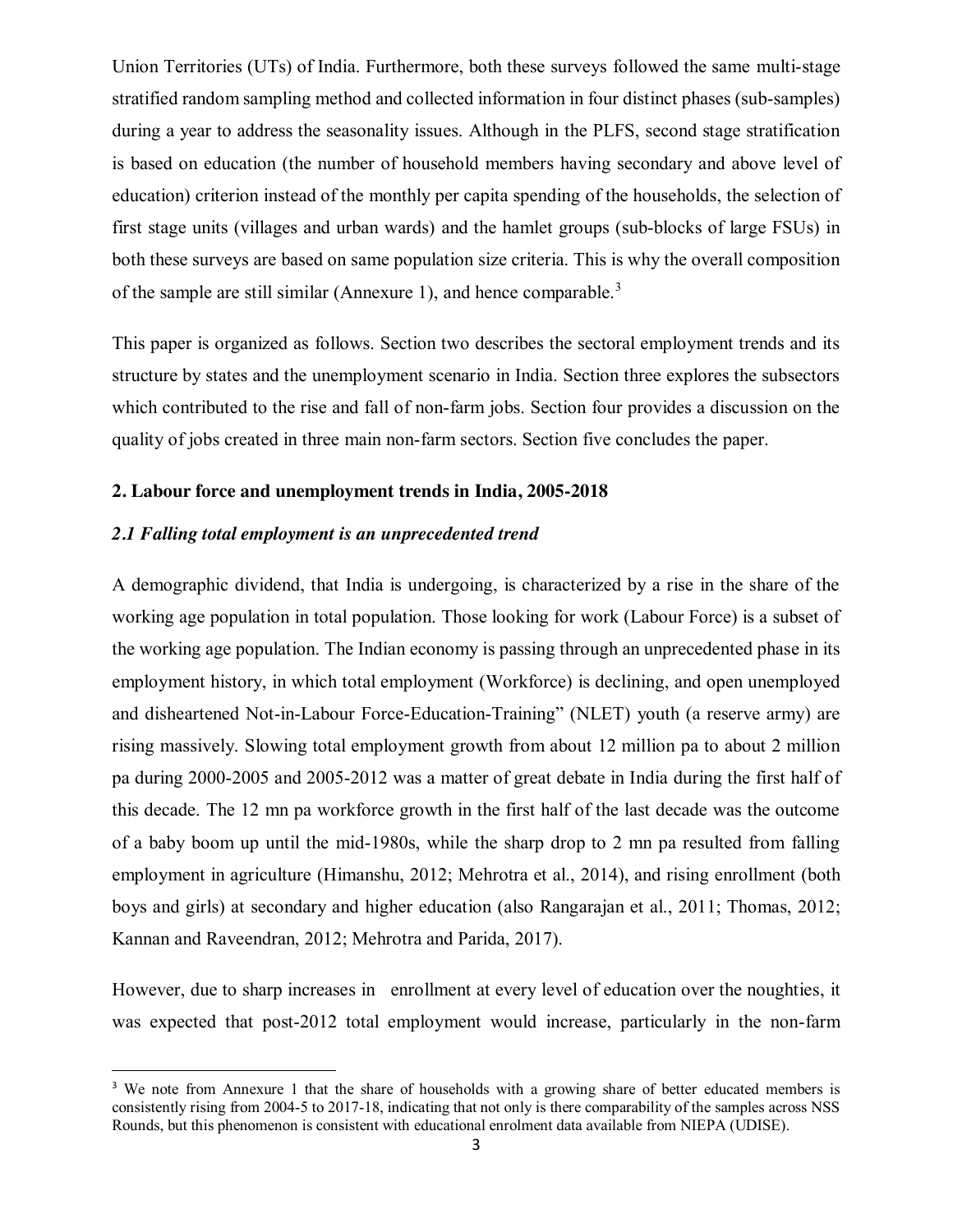Union Territories (UTs) of India. Furthermore, both these surveys followed the same multi-stage stratified random sampling method and collected information in four distinct phases (sub-samples) during a year to address the seasonality issues. Although in the PLFS, second stage stratification is based on education (the number of household members having secondary and above level of education) criterion instead of the monthly per capita spending of the households, the selection of first stage units (villages and urban wards) and the hamlet groups (sub-blocks of large FSUs) in both these surveys are based on same population size criteria. This is why the overall composition of the sample are still similar (Annexure 1), and hence comparable.[3]

This paper is organized as follows. Section two describes the sectoral employment trends and its structure by states and the unemployment scenario in India. Section three explores the subsectors which contributed to the rise and fall of non-farm jobs. Section four provides a discussion on the quality of jobs created in three main non-farm sectors. Section five concludes the paper.

## 2. Labour force and unemployment trends in India, 2005-2018

### *2.1 Falling total employment is an unprecedented trend*

A demographic dividend, that India is undergoing, is characterized by a rise in the share of the working age population in total population. Those looking for work (Labour Force) is a subset of the working age population. The Indian economy is passing through an unprecedented phase in its employment history, in which total employment (Workforce) is declining, and open unemployed and disheartened Not-in-Labour Force-Education-Training" (NLET) youth (a reserve army) are rising massively. Slowing total employment growth from about 12 million pa to about 2 million pa during 2000-2005 and 2005-2012 was a matter of great debate in India during the first half of this decade. The 12 mn pa workforce growth in the first half of the last decade was the outcome of a baby boom up until the mid-1980s, while the sharp drop to 2 mn pa resulted from falling employment in agriculture (Himanshu, 2012; Mehrotra et al., 2014), and rising enrollment (both boys and girls) at secondary and higher education (also Rangarajan et al., 2011; Thomas, 2012; Kannan and Raveendran, 2012; Mehrotra and Parida, 2017).

However, due to sharp increases in enrollment at every level of education over the noughties, it was expected that post-2012 total employment would increase, particularly in the non-farm

---

[3] We note from Annexure 1 that the share of households with a growing share of better educated members is consistently rising from 2004-5 to 2017-18, indicating that not only is there comparability of the samples across NSS Rounds, but this phenomenon is consistent with educational enrolment data available from NIEPA (UDISE).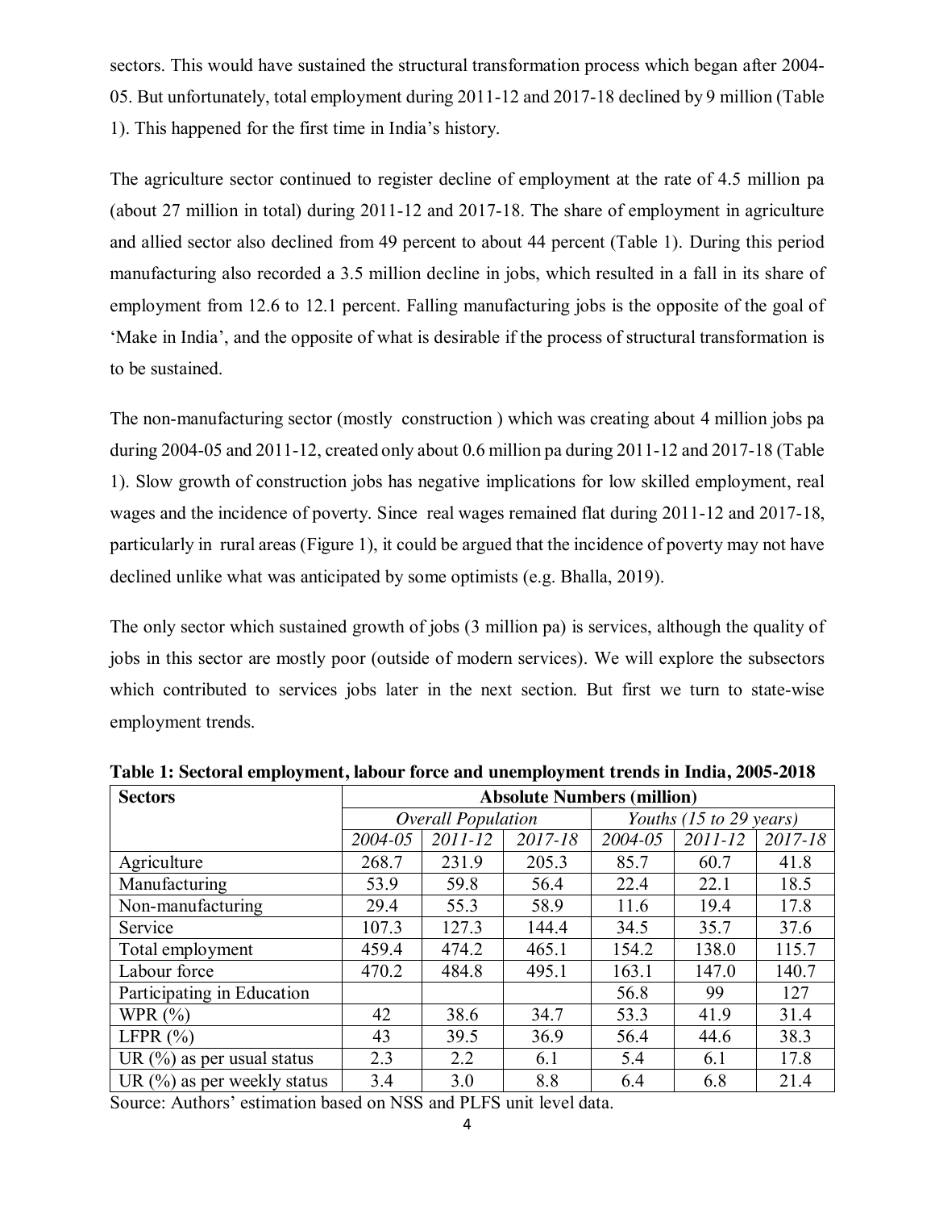sectors. This would have sustained the structural transformation process which began after 2004-05. But unfortunately, total employment during 2011-12 and 2017-18 declined by 9 million (Table 1). This happened for the first time in India's history.

The agriculture sector continued to register decline of employment at the rate of 4.5 million pa (about 27 million in total) during 2011-12 and 2017-18. The share of employment in agriculture and allied sector also declined from 49 percent to about 44 percent (Table 1). During this period manufacturing also recorded a 3.5 million decline in jobs, which resulted in a fall in its share of employment from 12.6 to 12.1 percent. Falling manufacturing jobs is the opposite of the goal of 'Make in India', and the opposite of what is desirable if the process of structural transformation is to be sustained.

The non-manufacturing sector (mostly construction ) which was creating about 4 million jobs pa during 2004-05 and 2011-12, created only about 0.6 million pa during 2011-12 and 2017-18 (Table 1). Slow growth of construction jobs has negative implications for low skilled employment, real wages and the incidence of poverty. Since real wages remained flat during 2011-12 and 2017-18, particularly in rural areas (Figure 1), it could be argued that the incidence of poverty may not have declined unlike what was anticipated by some optimists (e.g. Bhalla, 2019).

The only sector which sustained growth of jobs (3 million pa) is services, although the quality of jobs in this sector are mostly poor (outside of modern services). We will explore the subsectors which contributed to services jobs later in the next section. But first we turn to state-wise employment trends.

**Table 1: Sectoral employment, labour force and unemployment trends in India, 2005-2018**

| Sectors | Absolute Numbers (million) | | | | | |
|---|---|---|---|---|---|---|
| | *Overall Population* | | | *Youths (15 to 29 years)* | | |
| | *2004-05* | *2011-12* | *2017-18* | *2004-05* | *2011-12* | *2017-18* |
| Agriculture | 268.7 | 231.9 | 205.3 | 85.7 | 60.7 | 41.8 |
| Manufacturing | 53.9 | 59.8 | 56.4 | 22.4 | 22.1 | 18.5 |
| Non-manufacturing | 29.4 | 55.3 | 58.9 | 11.6 | 19.4 | 17.8 |
| Service | 107.3 | 127.3 | 144.4 | 34.5 | 35.7 | 37.6 |
| Total employment | 459.4 | 474.2 | 465.1 | 154.2 | 138.0 | 115.7 |
| Labour force | 470.2 | 484.8 | 495.1 | 163.1 | 147.0 | 140.7 |
| Participating in Education | | | | 56.8 | 99 | 127 |
| WPR (%) | 42 | 38.6 | 34.7 | 53.3 | 41.9 | 31.4 |
| LFPR (%) | 43 | 39.5 | 36.9 | 56.4 | 44.6 | 38.3 |
| UR (%) as per usual status | 2.3 | 2.2 | 6.1 | 5.4 | 6.1 | 17.8 |
| UR (%) as per weekly status | 3.4 | 3.0 | 8.8 | 6.4 | 6.8 | 21.4 |

Source: Authors' estimation based on NSS and PLFS unit level data.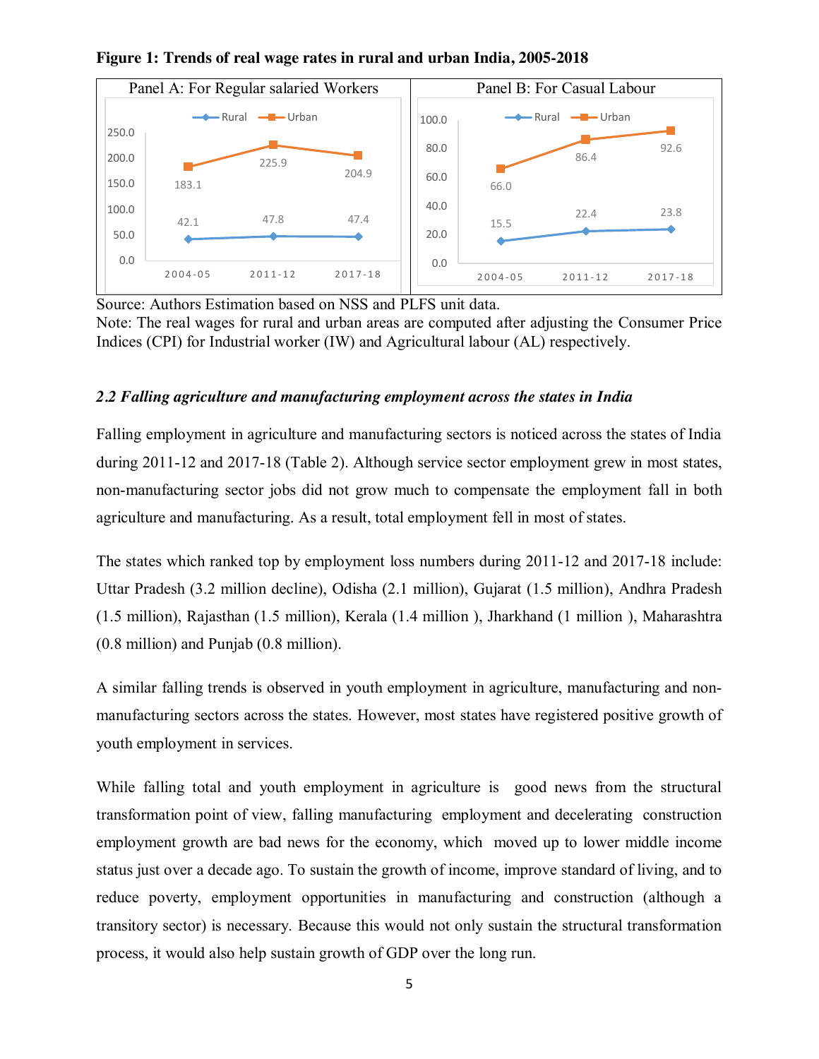**Figure 1: Trends of real wage rates in rural and urban India, 2005-2018**

| | Panel A: For Regular salaried Workers | | Panel B: For Casual Labour | |
|---|---|---|---|---|
| Year | Rural | Urban | Rural | Urban |
| 2004-05 | 42.1 | 183.1 | 15.5 | 66.0 |
| 2011-12 | 47.8 | 225.9 | 22.4 | 86.4 |
| 2017-18 | 47.4 | 204.9 | 23.8 | 92.6 |

Source: Authors Estimation based on NSS and PLFS unit data.
Note: The real wages for rural and urban areas are computed after adjusting the Consumer Price Indices (CPI) for Industrial worker (IW) and Agricultural labour (AL) respectively.

### *2.2 Falling agriculture and manufacturing employment across the states in India*

Falling employment in agriculture and manufacturing sectors is noticed across the states of India during 2011-12 and 2017-18 (Table 2). Although service sector employment grew in most states, non-manufacturing sector jobs did not grow much to compensate the employment fall in both agriculture and manufacturing. As a result, total employment fell in most of states.

The states which ranked top by employment loss numbers during 2011-12 and 2017-18 include: Uttar Pradesh (3.2 million decline), Odisha (2.1 million), Gujarat (1.5 million), Andhra Pradesh (1.5 million), Rajasthan (1.5 million), Kerala (1.4 million ), Jharkhand (1 million ), Maharashtra (0.8 million) and Punjab (0.8 million).

A similar falling trends is observed in youth employment in agriculture, manufacturing and non-manufacturing sectors across the states. However, most states have registered positive growth of youth employment in services.

While falling total and youth employment in agriculture is good news from the structural transformation point of view, falling manufacturing employment and decelerating construction employment growth are bad news for the economy, which moved up to lower middle income status just over a decade ago. To sustain the growth of income, improve standard of living, and to reduce poverty, employment opportunities in manufacturing and construction (although a transitory sector) is necessary. Because this would not only sustain the structural transformation process, it would also help sustain growth of GDP over the long run.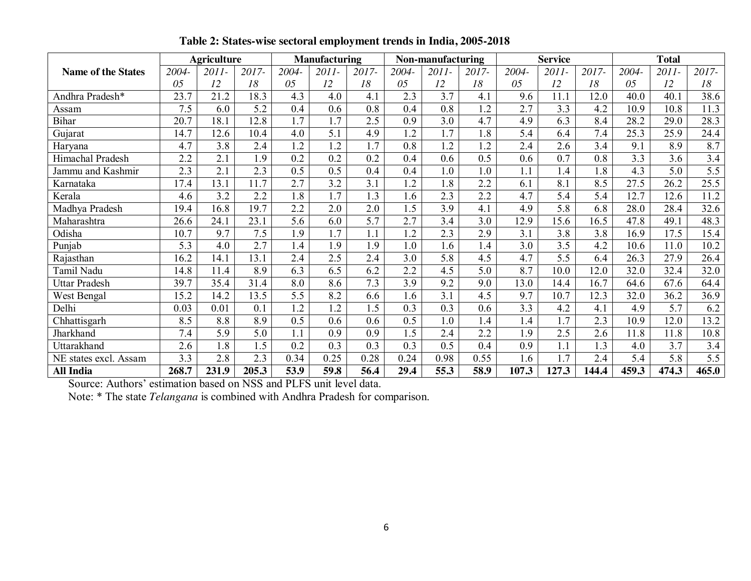**Table 2: States-wise sectoral employment trends in India, 2005-2018**

| Name of the States | Agriculture | | | Manufacturing | | | Non-manufacturing | | | Service | | | Total | | |
|---|---|---|---|---|---|---|---|---|---|---|---|---|---|---|---|
| | *2004-05* | *2011-12* | *2017-18* | *2004-05* | *2011-12* | *2017-18* | *2004-05* | *2011-12* | *2017-18* | *2004-05* | *2011-12* | *2017-18* | *2004-05* | *2011-12* | *2017-18* |
| Andhra Pradesh* | 23.7 | 21.2 | 18.3 | 4.3 | 4.0 | 4.1 | 2.3 | 3.7 | 4.1 | 9.6 | 11.1 | 12.0 | 40.0 | 40.1 | 38.6 |
| Assam | 7.5 | 6.0 | 5.2 | 0.4 | 0.6 | 0.8 | 0.4 | 0.8 | 1.2 | 2.7 | 3.3 | 4.2 | 10.9 | 10.8 | 11.3 |
| Bihar | 20.7 | 18.1 | 12.8 | 1.7 | 1.7 | 2.5 | 0.9 | 3.0 | 4.7 | 4.9 | 6.3 | 8.4 | 28.2 | 29.0 | 28.3 |
| Gujarat | 14.7 | 12.6 | 10.4 | 4.0 | 5.1 | 4.9 | 1.2 | 1.7 | 1.8 | 5.4 | 6.4 | 7.4 | 25.3 | 25.9 | 24.4 |
| Haryana | 4.7 | 3.8 | 2.4 | 1.2 | 1.2 | 1.7 | 0.8 | 1.2 | 1.2 | 2.4 | 2.6 | 3.4 | 9.1 | 8.9 | 8.7 |
| Himachal Pradesh | 2.2 | 2.1 | 1.9 | 0.2 | 0.2 | 0.2 | 0.4 | 0.6 | 0.5 | 0.6 | 0.7 | 0.8 | 3.3 | 3.6 | 3.4 |
| Jammu and Kashmir | 2.3 | 2.1 | 2.3 | 0.5 | 0.5 | 0.4 | 0.4 | 1.0 | 1.0 | 1.1 | 1.4 | 1.8 | 4.3 | 5.0 | 5.5 |
| Karnataka | 17.4 | 13.1 | 11.7 | 2.7 | 3.2 | 3.1 | 1.2 | 1.8 | 2.2 | 6.1 | 8.1 | 8.5 | 27.5 | 26.2 | 25.5 |
| Kerala | 4.6 | 3.2 | 2.2 | 1.8 | 1.7 | 1.3 | 1.6 | 2.3 | 2.2 | 4.7 | 5.4 | 5.4 | 12.7 | 12.6 | 11.2 |
| Madhya Pradesh | 19.4 | 16.8 | 19.7 | 2.2 | 2.0 | 2.0 | 1.5 | 3.9 | 4.1 | 4.9 | 5.8 | 6.8 | 28.0 | 28.4 | 32.6 |
| Maharashtra | 26.6 | 24.1 | 23.1 | 5.6 | 6.0 | 5.7 | 2.7 | 3.4 | 3.0 | 12.9 | 15.6 | 16.5 | 47.8 | 49.1 | 48.3 |
| Odisha | 10.7 | 9.7 | 7.5 | 1.9 | 1.7 | 1.1 | 1.2 | 2.3 | 2.9 | 3.1 | 3.8 | 3.8 | 16.9 | 17.5 | 15.4 |
| Punjab | 5.3 | 4.0 | 2.7 | 1.4 | 1.9 | 1.9 | 1.0 | 1.6 | 1.4 | 3.0 | 3.5 | 4.2 | 10.6 | 11.0 | 10.2 |
| Rajasthan | 16.2 | 14.1 | 13.1 | 2.4 | 2.5 | 2.4 | 3.0 | 5.8 | 4.5 | 4.7 | 5.5 | 6.4 | 26.3 | 27.9 | 26.4 |
| Tamil Nadu | 14.8 | 11.4 | 8.9 | 6.3 | 6.5 | 6.2 | 2.2 | 4.5 | 5.0 | 8.7 | 10.0 | 12.0 | 32.0 | 32.4 | 32.0 |
| Uttar Pradesh | 39.7 | 35.4 | 31.4 | 8.0 | 8.6 | 7.3 | 3.9 | 9.2 | 9.0 | 13.0 | 14.4 | 16.7 | 64.6 | 67.6 | 64.4 |
| West Bengal | 15.2 | 14.2 | 13.5 | 5.5 | 8.2 | 6.6 | 1.6 | 3.1 | 4.5 | 9.7 | 10.7 | 12.3 | 32.0 | 36.2 | 36.9 |
| Delhi | 0.03 | 0.01 | 0.1 | 1.2 | 1.2 | 1.5 | 0.3 | 0.3 | 0.6 | 3.3 | 4.2 | 4.1 | 4.9 | 5.7 | 6.2 |
| Chhattisgarh | 8.5 | 8.8 | 8.9 | 0.5 | 0.6 | 0.6 | 0.5 | 1.0 | 1.4 | 1.4 | 1.7 | 2.3 | 10.9 | 12.0 | 13.2 |
| Jharkhand | 7.4 | 5.9 | 5.0 | 1.1 | 0.9 | 0.9 | 1.5 | 2.4 | 2.2 | 1.9 | 2.5 | 2.6 | 11.8 | 11.8 | 10.8 |
| Uttarakhand | 2.6 | 1.8 | 1.5 | 0.2 | 0.3 | 0.3 | 0.3 | 0.5 | 0.4 | 0.9 | 1.1 | 1.3 | 4.0 | 3.7 | 3.4 |
| NE states excl. Assam | 3.3 | 2.8 | 2.3 | 0.34 | 0.25 | 0.28 | 0.24 | 0.98 | 0.55 | 1.6 | 1.7 | 2.4 | 5.4 | 5.8 | 5.5 |
| **All India** | **268.7** | **231.9** | **205.3** | **53.9** | **59.8** | **56.4** | **29.4** | **55.3** | **58.9** | **107.3** | **127.3** | **144.4** | **459.3** | **474.3** | **465.0** |

Source: Authors' estimation based on NSS and PLFS unit level data.

Note: * The state *Telangana* is combined with Andhra Pradesh for comparison.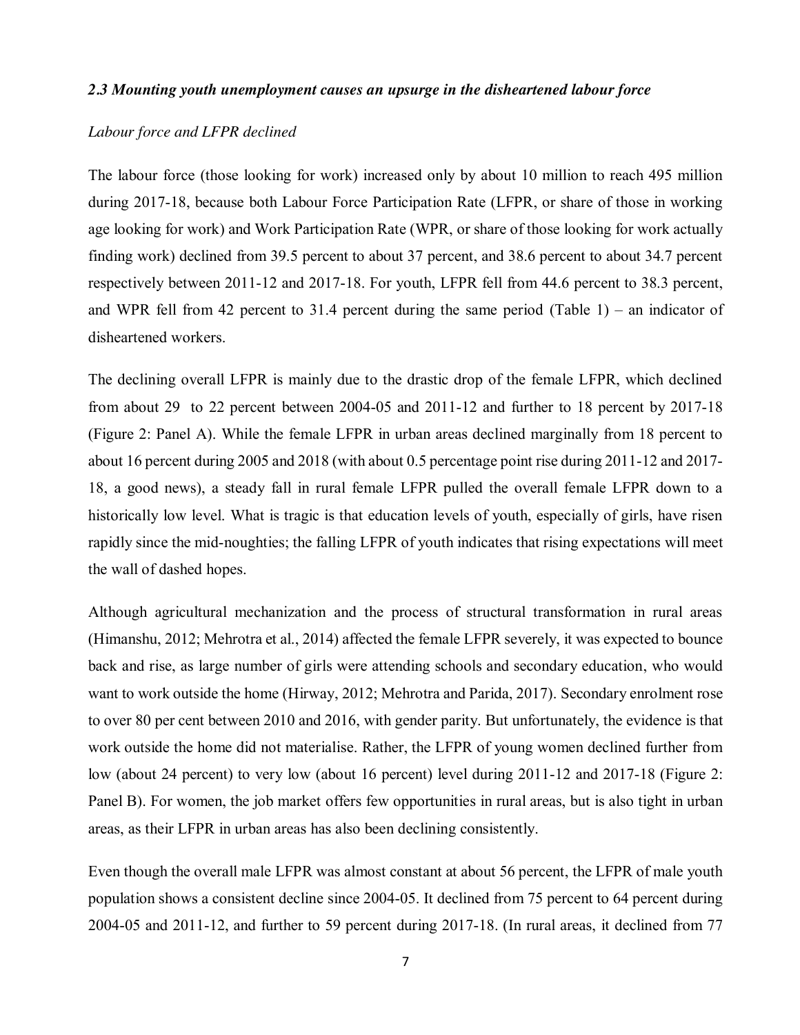### *2.3 Mounting youth unemployment causes an upsurge in the disheartened labour force*

*Labour force and LFPR declined*

The labour force (those looking for work) increased only by about 10 million to reach 495 million during 2017-18, because both Labour Force Participation Rate (LFPR, or share of those in working age looking for work) and Work Participation Rate (WPR, or share of those looking for work actually finding work) declined from 39.5 percent to about 37 percent, and 38.6 percent to about 34.7 percent respectively between 2011-12 and 2017-18. For youth, LFPR fell from 44.6 percent to 38.3 percent, and WPR fell from 42 percent to 31.4 percent during the same period (Table 1) – an indicator of disheartened workers.

The declining overall LFPR is mainly due to the drastic drop of the female LFPR, which declined from about 29 to 22 percent between 2004-05 and 2011-12 and further to 18 percent by 2017-18 (Figure 2: Panel A). While the female LFPR in urban areas declined marginally from 18 percent to about 16 percent during 2005 and 2018 (with about 0.5 percentage point rise during 2011-12 and 2017-18, a good news), a steady fall in rural female LFPR pulled the overall female LFPR down to a historically low level. What is tragic is that education levels of youth, especially of girls, have risen rapidly since the mid-noughties; the falling LFPR of youth indicates that rising expectations will meet the wall of dashed hopes.

Although agricultural mechanization and the process of structural transformation in rural areas (Himanshu, 2012; Mehrotra et al., 2014) affected the female LFPR severely, it was expected to bounce back and rise, as large number of girls were attending schools and secondary education, who would want to work outside the home (Hirway, 2012; Mehrotra and Parida, 2017). Secondary enrolment rose to over 80 per cent between 2010 and 2016, with gender parity. But unfortunately, the evidence is that work outside the home did not materialise. Rather, the LFPR of young women declined further from low (about 24 percent) to very low (about 16 percent) level during 2011-12 and 2017-18 (Figure 2: Panel B). For women, the job market offers few opportunities in rural areas, but is also tight in urban areas, as their LFPR in urban areas has also been declining consistently.

Even though the overall male LFPR was almost constant at about 56 percent, the LFPR of male youth population shows a consistent decline since 2004-05. It declined from 75 percent to 64 percent during 2004-05 and 2011-12, and further to 59 percent during 2017-18. (In rural areas, it declined from 77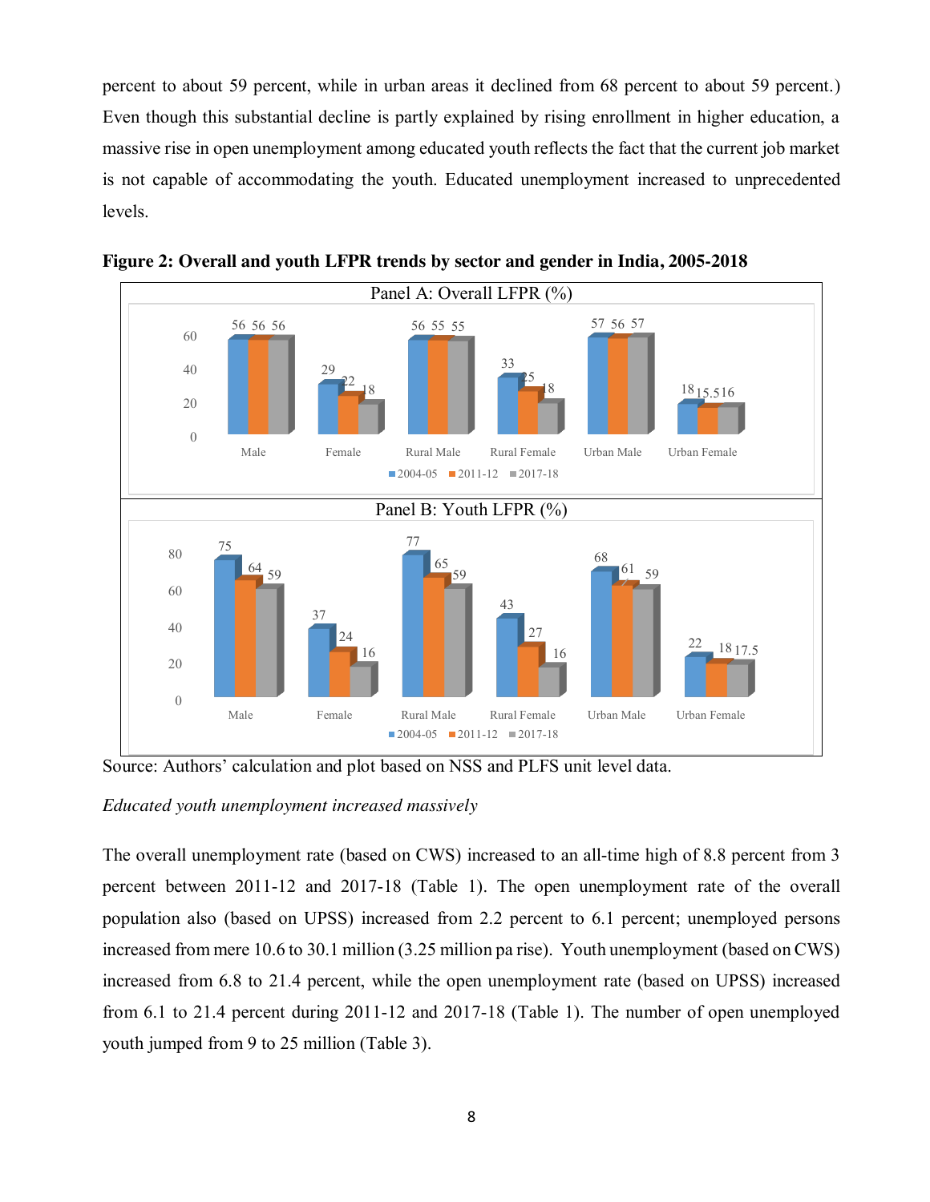percent to about 59 percent, while in urban areas it declined from 68 percent to about 59 percent.) Even though this substantial decline is partly explained by rising enrollment in higher education, a massive rise in open unemployment among educated youth reflects the fact that the current job market is not capable of accommodating the youth. Educated unemployment increased to unprecedented levels.

**Figure 2: Overall and youth LFPR trends by sector and gender in India, 2005-2018**

Panel A: Overall LFPR (%)

| | 2004-05 | 2011-12 | 2017-18 |
|---|---|---|---|
| Male | 56 | 56 | 56 |
| Female | 29 | 22 | 18 |
| Rural Male | 56 | 55 | 55 |
| Rural Female | 33 | 25 | 18 |
| Urban Male | 57 | 56 | 57 |
| Urban Female | 18 | 15.5 | 16 |

Panel B: Youth LFPR (%)

| | 2004-05 | 2011-12 | 2017-18 |
|---|---|---|---|
| Male | 75 | 64 | 59 |
| Female | 37 | 24 | 16 |
| Rural Male | 77 | 65 | 59 |
| Rural Female | 43 | 27 | 16 |
| Urban Male | 68 | 61 | 59 |
| Urban Female | 22 | 18 | 17.5 |

Source: Authors' calculation and plot based on NSS and PLFS unit level data.

*Educated youth unemployment increased massively*

The overall unemployment rate (based on CWS) increased to an all-time high of 8.8 percent from 3 percent between 2011-12 and 2017-18 (Table 1). The open unemployment rate of the overall population also (based on UPSS) increased from 2.2 percent to 6.1 percent; unemployed persons increased from mere 10.6 to 30.1 million (3.25 million pa rise). Youth unemployment (based on CWS) increased from 6.8 to 21.4 percent, while the open unemployment rate (based on UPSS) increased from 6.1 to 21.4 percent during 2011-12 and 2017-18 (Table 1). The number of open unemployed youth jumped from 9 to 25 million (Table 3).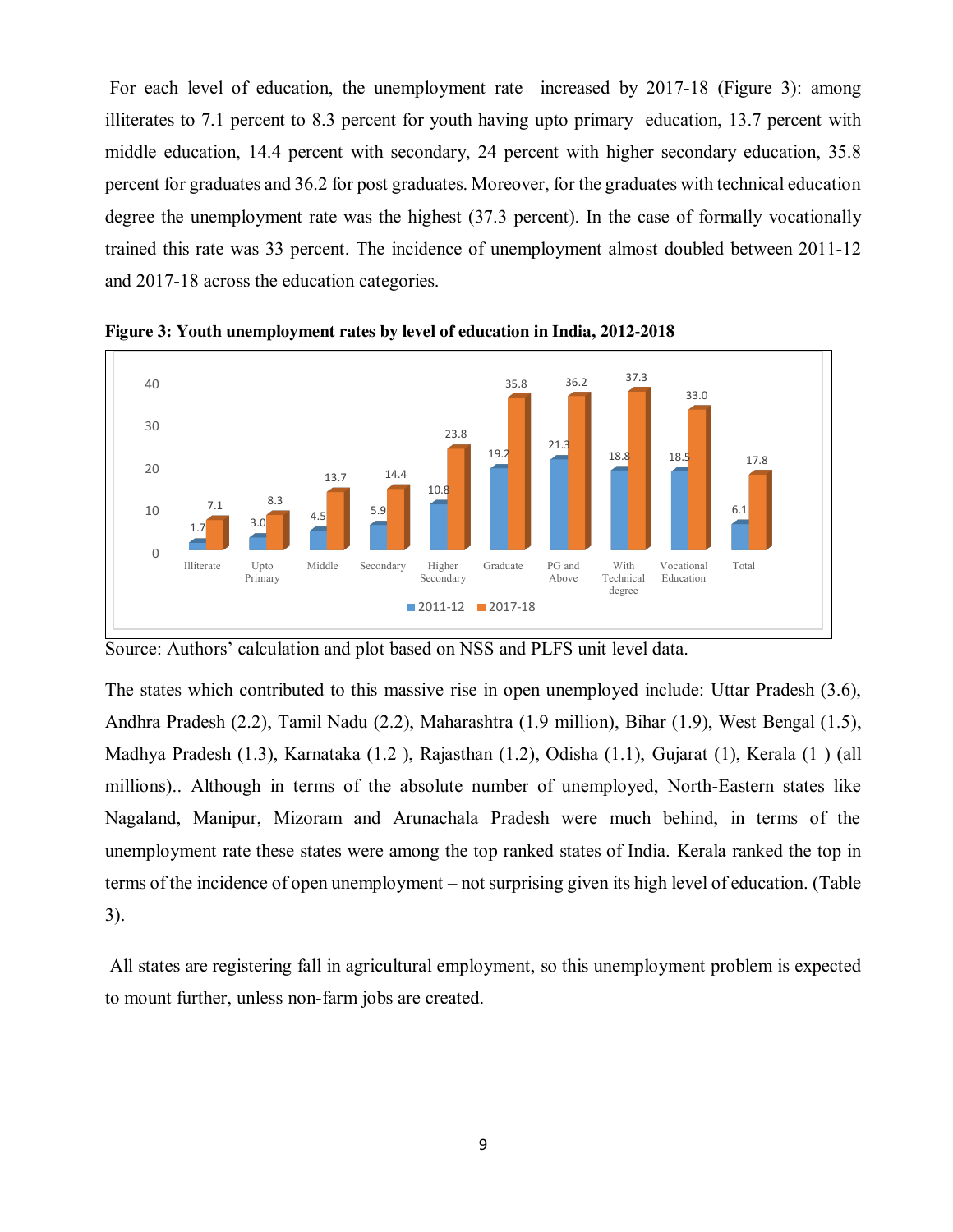For each level of education, the unemployment rate increased by 2017-18 (Figure 3): among illiterates to 7.1 percent to 8.3 percent for youth having upto primary education, 13.7 percent with middle education, 14.4 percent with secondary, 24 percent with higher secondary education, 35.8 percent for graduates and 36.2 for post graduates. Moreover, for the graduates with technical education degree the unemployment rate was the highest (37.3 percent). In the case of formally vocationally trained this rate was 33 percent. The incidence of unemployment almost doubled between 2011-12 and 2017-18 across the education categories.

**Figure 3: Youth unemployment rates by level of education in India, 2012-2018**

| | 2011-12 | 2017-18 |
|---|---|---|
| Illiterate | 1.7 | 7.1 |
| Upto Primary | 3.0 | 8.3 |
| Middle | 4.5 | 13.7 |
| Secondary | 5.9 | 14.4 |
| Higher Secondary | 10.8 | 23.8 |
| Graduate | 19.2 | 35.8 |
| PG and Above | 21.3 | 36.2 |
| With Technical degree | 18.8 | 37.3 |
| Vocational Education | 18.5 | 33.0 |
| Total | 6.1 | 17.8 |

Source: Authors' calculation and plot based on NSS and PLFS unit level data.

The states which contributed to this massive rise in open unemployed include: Uttar Pradesh (3.6), Andhra Pradesh (2.2), Tamil Nadu (2.2), Maharashtra (1.9 million), Bihar (1.9), West Bengal (1.5), Madhya Pradesh (1.3), Karnataka (1.2 ), Rajasthan (1.2), Odisha (1.1), Gujarat (1), Kerala (1 ) (all millions).. Although in terms of the absolute number of unemployed, North-Eastern states like Nagaland, Manipur, Mizoram and Arunachala Pradesh were much behind, in terms of the unemployment rate these states were among the top ranked states of India. Kerala ranked the top in terms of the incidence of open unemployment – not surprising given its high level of education. (Table 3).

All states are registering fall in agricultural employment, so this unemployment problem is expected to mount further, unless non-farm jobs are created.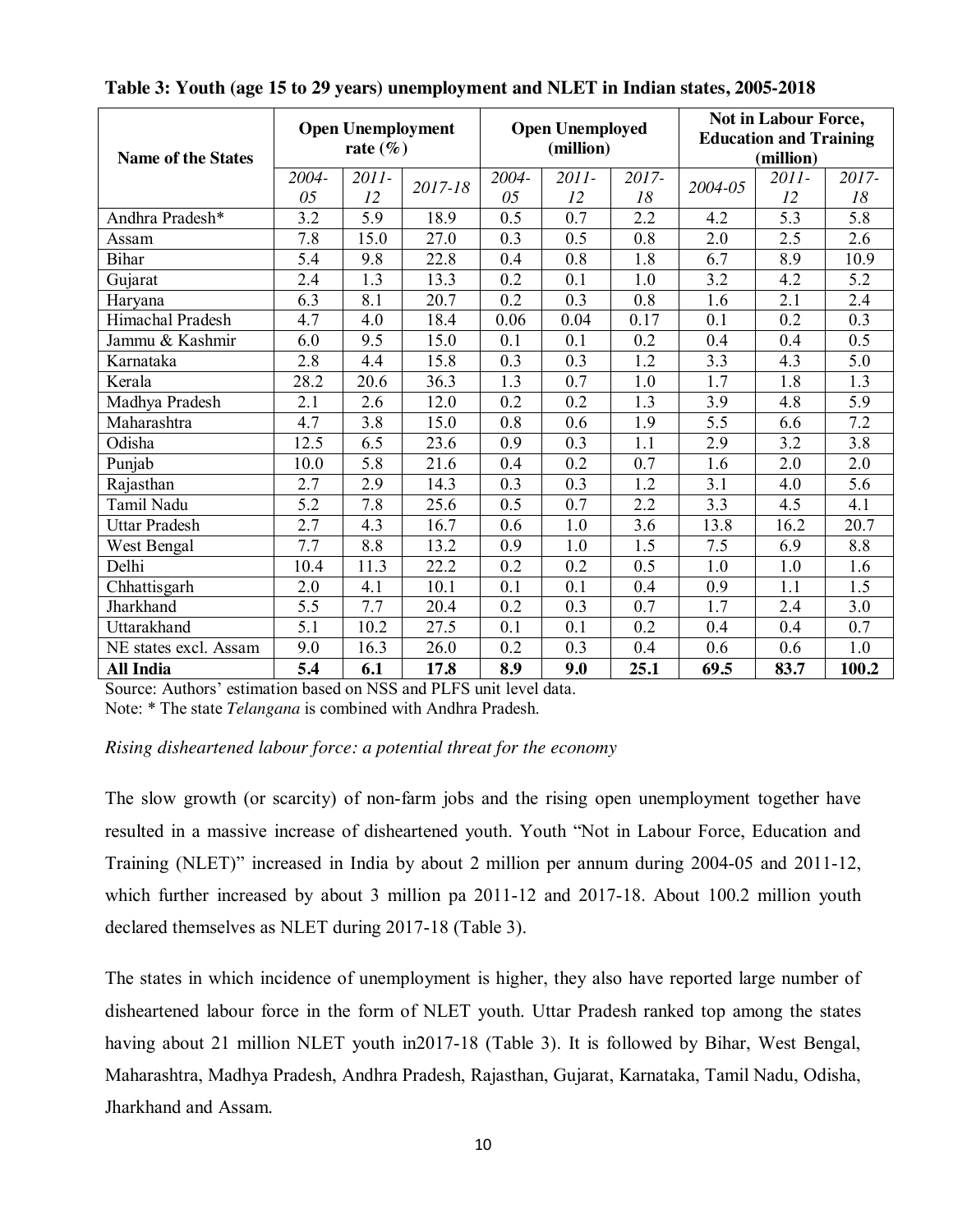**Table 3: Youth (age 15 to 29 years) unemployment and NLET in Indian states, 2005-2018**

| Name of the States | Open Unemployment rate (%) | | | Open Unemployed (million) | | | Not in Labour Force, Education and Training (million) | | |
|---|---|---|---|---|---|---|---|---|---|
| | *2004-05* | *2011-12* | *2017-18* | *2004-05* | *2011-12* | *2017-18* | *2004-05* | *2011-12* | *2017-18* |
| Andhra Pradesh* | 3.2 | 5.9 | 18.9 | 0.5 | 0.7 | 2.2 | 4.2 | 5.3 | 5.8 |
| Assam | 7.8 | 15.0 | 27.0 | 0.3 | 0.5 | 0.8 | 2.0 | 2.5 | 2.6 |
| Bihar | 5.4 | 9.8 | 22.8 | 0.4 | 0.8 | 1.8 | 6.7 | 8.9 | 10.9 |
| Gujarat | 2.4 | 1.3 | 13.3 | 0.2 | 0.1 | 1.0 | 3.2 | 4.2 | 5.2 |
| Haryana | 6.3 | 8.1 | 20.7 | 0.2 | 0.3 | 0.8 | 1.6 | 2.1 | 2.4 |
| Himachal Pradesh | 4.7 | 4.0 | 18.4 | 0.06 | 0.04 | 0.17 | 0.1 | 0.2 | 0.3 |
| Jammu & Kashmir | 6.0 | 9.5 | 15.0 | 0.1 | 0.1 | 0.2 | 0.4 | 0.4 | 0.5 |
| Karnataka | 2.8 | 4.4 | 15.8 | 0.3 | 0.3 | 1.2 | 3.3 | 4.3 | 5.0 |
| Kerala | 28.2 | 20.6 | 36.3 | 1.3 | 0.7 | 1.0 | 1.7 | 1.8 | 1.3 |
| Madhya Pradesh | 2.1 | 2.6 | 12.0 | 0.2 | 0.2 | 1.3 | 3.9 | 4.8 | 5.9 |
| Maharashtra | 4.7 | 3.8 | 15.0 | 0.8 | 0.6 | 1.9 | 5.5 | 6.6 | 7.2 |
| Odisha | 12.5 | 6.5 | 23.6 | 0.9 | 0.3 | 1.1 | 2.9 | 3.2 | 3.8 |
| Punjab | 10.0 | 5.8 | 21.6 | 0.4 | 0.2 | 0.7 | 1.6 | 2.0 | 2.0 |
| Rajasthan | 2.7 | 2.9 | 14.3 | 0.3 | 0.3 | 1.2 | 3.1 | 4.0 | 5.6 |
| Tamil Nadu | 5.2 | 7.8 | 25.6 | 0.5 | 0.7 | 2.2 | 3.3 | 4.5 | 4.1 |
| Uttar Pradesh | 2.7 | 4.3 | 16.7 | 0.6 | 1.0 | 3.6 | 13.8 | 16.2 | 20.7 |
| West Bengal | 7.7 | 8.8 | 13.2 | 0.9 | 1.0 | 1.5 | 7.5 | 6.9 | 8.8 |
| Delhi | 10.4 | 11.3 | 22.2 | 0.2 | 0.2 | 0.5 | 1.0 | 1.0 | 1.6 |
| Chhattisgarh | 2.0 | 4.1 | 10.1 | 0.1 | 0.1 | 0.4 | 0.9 | 1.1 | 1.5 |
| Jharkhand | 5.5 | 7.7 | 20.4 | 0.2 | 0.3 | 0.7 | 1.7 | 2.4 | 3.0 |
| Uttarakhand | 5.1 | 10.2 | 27.5 | 0.1 | 0.1 | 0.2 | 0.4 | 0.4 | 0.7 |
| NE states excl. Assam | 9.0 | 16.3 | 26.0 | 0.2 | 0.3 | 0.4 | 0.6 | 0.6 | 1.0 |
| **All India** | **5.4** | **6.1** | **17.8** | **8.9** | **9.0** | **25.1** | **69.5** | **83.7** | **100.2** |

Source: Authors' estimation based on NSS and PLFS unit level data.
Note: * The state *Telangana* is combined with Andhra Pradesh.

*Rising disheartened labour force: a potential threat for the economy*

The slow growth (or scarcity) of non-farm jobs and the rising open unemployment together have resulted in a massive increase of disheartened youth. Youth "Not in Labour Force, Education and Training (NLET)" increased in India by about 2 million per annum during 2004-05 and 2011-12, which further increased by about 3 million pa 2011-12 and 2017-18. About 100.2 million youth declared themselves as NLET during 2017-18 (Table 3).

The states in which incidence of unemployment is higher, they also have reported large number of disheartened labour force in the form of NLET youth. Uttar Pradesh ranked top among the states having about 21 million NLET youth in2017-18 (Table 3). It is followed by Bihar, West Bengal, Maharashtra, Madhya Pradesh, Andhra Pradesh, Rajasthan, Gujarat, Karnataka, Tamil Nadu, Odisha, Jharkhand and Assam.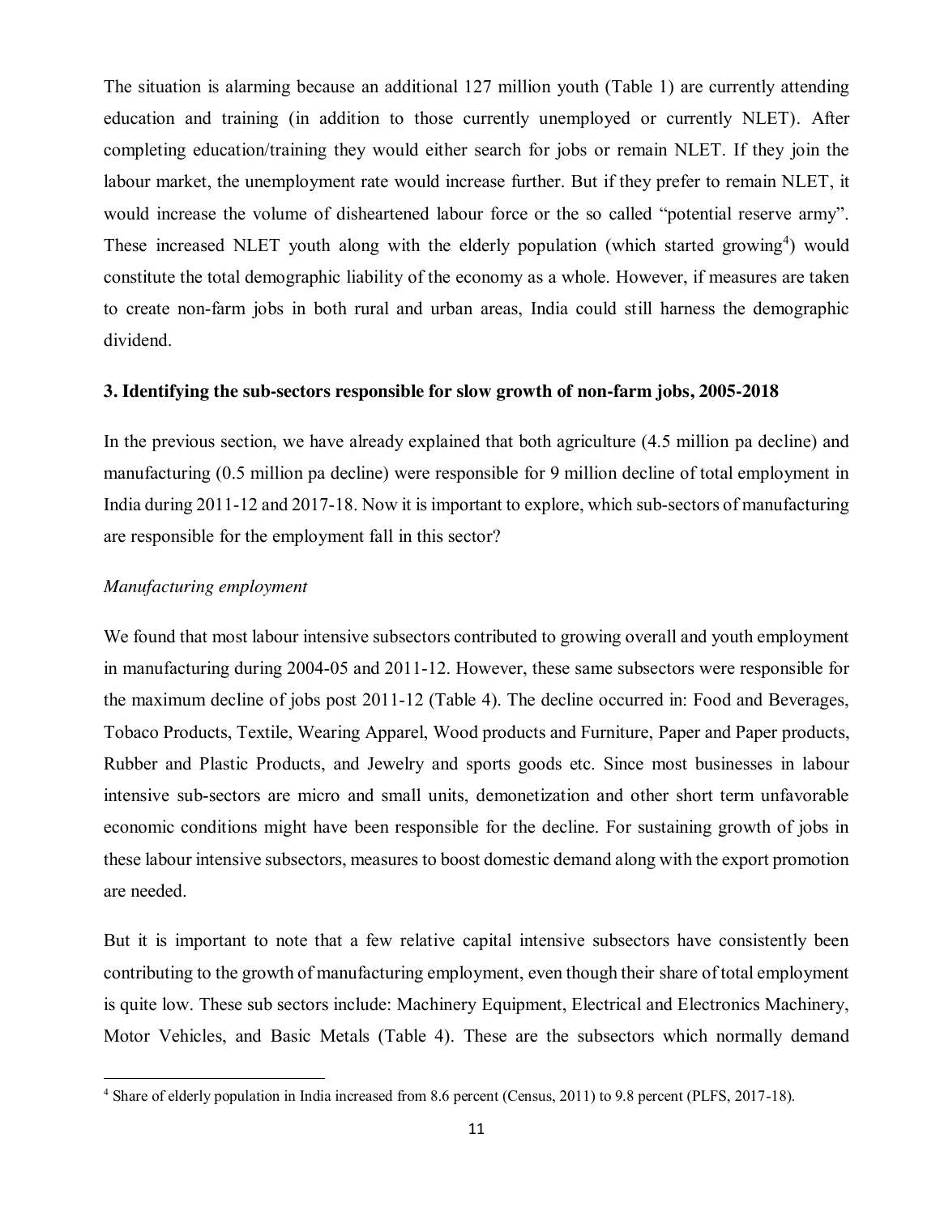The situation is alarming because an additional 127 million youth (Table 1) are currently attending education and training (in addition to those currently unemployed or currently NLET). After completing education/training they would either search for jobs or remain NLET. If they join the labour market, the unemployment rate would increase further. But if they prefer to remain NLET, it would increase the volume of disheartened labour force or the so called "potential reserve army". These increased NLET youth along with the elderly population (which started growing[4]) would constitute the total demographic liability of the economy as a whole. However, if measures are taken to create non-farm jobs in both rural and urban areas, India could still harness the demographic dividend.

### 3. Identifying the sub-sectors responsible for slow growth of non-farm jobs, 2005-2018

In the previous section, we have already explained that both agriculture (4.5 million pa decline) and manufacturing (0.5 million pa decline) were responsible for 9 million decline of total employment in India during 2011-12 and 2017-18. Now it is important to explore, which sub-sectors of manufacturing are responsible for the employment fall in this sector?

*Manufacturing employment*

We found that most labour intensive subsectors contributed to growing overall and youth employment in manufacturing during 2004-05 and 2011-12. However, these same subsectors were responsible for the maximum decline of jobs post 2011-12 (Table 4). The decline occurred in: Food and Beverages, Tobaco Products, Textile, Wearing Apparel, Wood products and Furniture, Paper and Paper products, Rubber and Plastic Products, and Jewelry and sports goods etc. Since most businesses in labour intensive sub-sectors are micro and small units, demonetization and other short term unfavorable economic conditions might have been responsible for the decline. For sustaining growth of jobs in these labour intensive subsectors, measures to boost domestic demand along with the export promotion are needed.

But it is important to note that a few relative capital intensive subsectors have consistently been contributing to the growth of manufacturing employment, even though their share of total employment is quite low. These sub sectors include: Machinery Equipment, Electrical and Electronics Machinery, Motor Vehicles, and Basic Metals (Table 4). These are the subsectors which normally demand

[4] Share of elderly population in India increased from 8.6 percent (Census, 2011) to 9.8 percent (PLFS, 2017-18).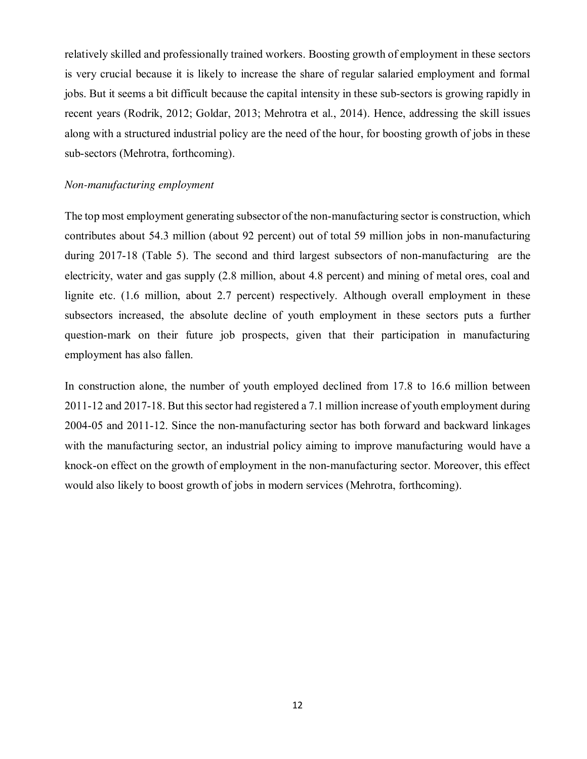relatively skilled and professionally trained workers. Boosting growth of employment in these sectors is very crucial because it is likely to increase the share of regular salaried employment and formal jobs. But it seems a bit difficult because the capital intensity in these sub-sectors is growing rapidly in recent years (Rodrik, 2012; Goldar, 2013; Mehrotra et al., 2014). Hence, addressing the skill issues along with a structured industrial policy are the need of the hour, for boosting growth of jobs in these sub-sectors (Mehrotra, forthcoming).

*Non-manufacturing employment*

The top most employment generating subsector of the non-manufacturing sector is construction, which contributes about 54.3 million (about 92 percent) out of total 59 million jobs in non-manufacturing during 2017-18 (Table 5). The second and third largest subsectors of non-manufacturing are the electricity, water and gas supply (2.8 million, about 4.8 percent) and mining of metal ores, coal and lignite etc. (1.6 million, about 2.7 percent) respectively. Although overall employment in these subsectors increased, the absolute decline of youth employment in these sectors puts a further question-mark on their future job prospects, given that their participation in manufacturing employment has also fallen.

In construction alone, the number of youth employed declined from 17.8 to 16.6 million between 2011-12 and 2017-18. But this sector had registered a 7.1 million increase of youth employment during 2004-05 and 2011-12. Since the non-manufacturing sector has both forward and backward linkages with the manufacturing sector, an industrial policy aiming to improve manufacturing would have a knock-on effect on the growth of employment in the non-manufacturing sector. Moreover, this effect would also likely to boost growth of jobs in modern services (Mehrotra, forthcoming).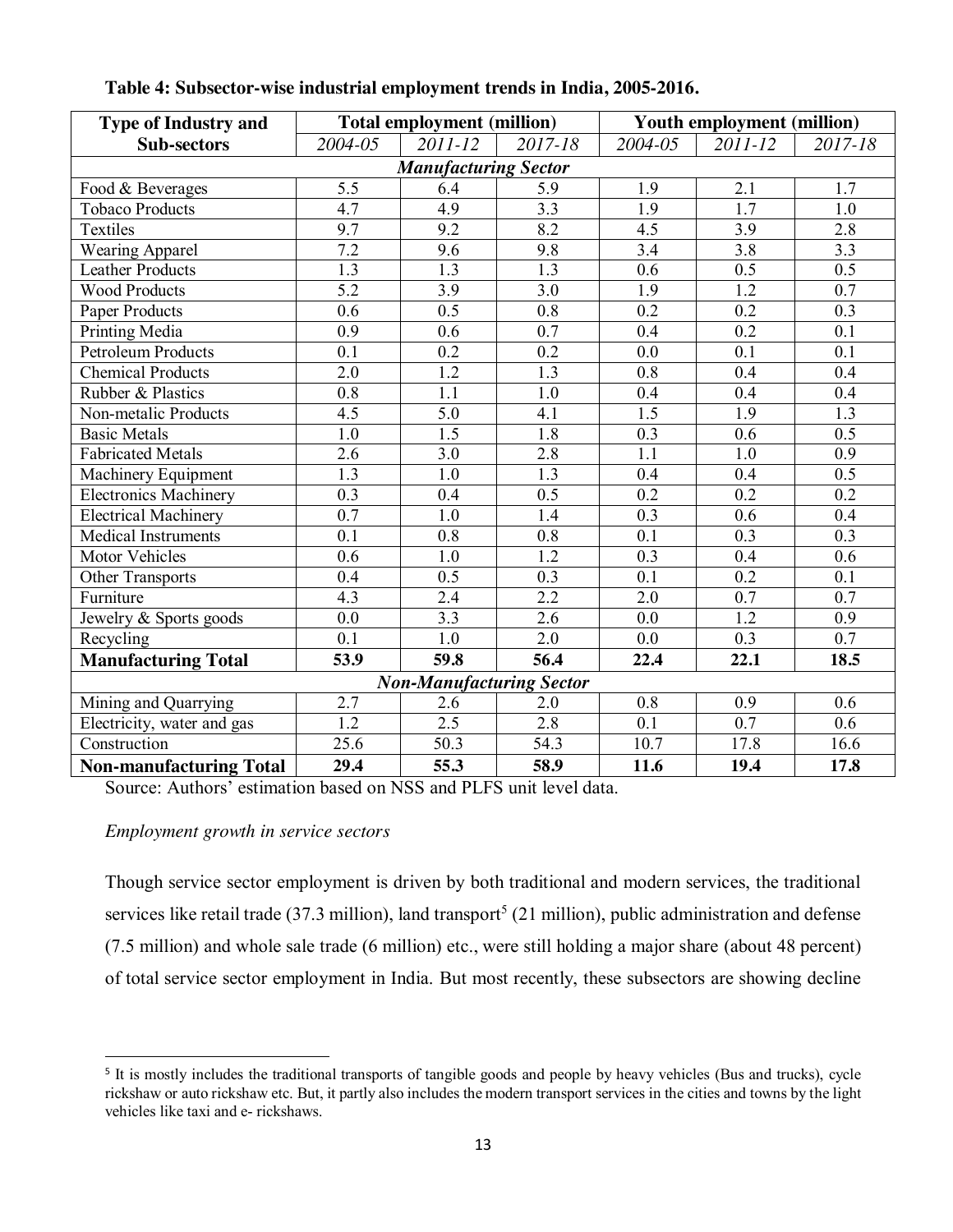**Table 4: Subsector-wise industrial employment trends in India, 2005-2016.**

| Type of Industry and Sub-sectors | Total employment (million) | | | Youth employment (million) | | |
|---|---|---|---|---|---|---|
| | *2004-05* | *2011-12* | *2017-18* | *2004-05* | *2011-12* | *2017-18* |
| ***Manufacturing Sector*** | | | | | | |
| Food & Beverages | 5.5 | 6.4 | 5.9 | 1.9 | 2.1 | 1.7 |
| Tobaco Products | 4.7 | 4.9 | 3.3 | 1.9 | 1.7 | 1.0 |
| Textiles | 9.7 | 9.2 | 8.2 | 4.5 | 3.9 | 2.8 |
| Wearing Apparel | 7.2 | 9.6 | 9.8 | 3.4 | 3.8 | 3.3 |
| Leather Products | 1.3 | 1.3 | 1.3 | 0.6 | 0.5 | 0.5 |
| Wood Products | 5.2 | 3.9 | 3.0 | 1.9 | 1.2 | 0.7 |
| Paper Products | 0.6 | 0.5 | 0.8 | 0.2 | 0.2 | 0.3 |
| Printing Media | 0.9 | 0.6 | 0.7 | 0.4 | 0.2 | 0.1 |
| Petroleum Products | 0.1 | 0.2 | 0.2 | 0.0 | 0.1 | 0.1 |
| Chemical Products | 2.0 | 1.2 | 1.3 | 0.8 | 0.4 | 0.4 |
| Rubber & Plastics | 0.8 | 1.1 | 1.0 | 0.4 | 0.4 | 0.4 |
| Non-metalic Products | 4.5 | 5.0 | 4.1 | 1.5 | 1.9 | 1.3 |
| Basic Metals | 1.0 | 1.5 | 1.8 | 0.3 | 0.6 | 0.5 |
| Fabricated Metals | 2.6 | 3.0 | 2.8 | 1.1 | 1.0 | 0.9 |
| Machinery Equipment | 1.3 | 1.0 | 1.3 | 0.4 | 0.4 | 0.5 |
| Electronics Machinery | 0.3 | 0.4 | 0.5 | 0.2 | 0.2 | 0.2 |
| Electrical Machinery | 0.7 | 1.0 | 1.4 | 0.3 | 0.6 | 0.4 |
| Medical Instruments | 0.1 | 0.8 | 0.8 | 0.1 | 0.3 | 0.3 |
| Motor Vehicles | 0.6 | 1.0 | 1.2 | 0.3 | 0.4 | 0.6 |
| Other Transports | 0.4 | 0.5 | 0.3 | 0.1 | 0.2 | 0.1 |
| Furniture | 4.3 | 2.4 | 2.2 | 2.0 | 0.7 | 0.7 |
| Jewelry & Sports goods | 0.0 | 3.3 | 2.6 | 0.0 | 1.2 | 0.9 |
| Recycling | 0.1 | 1.0 | 2.0 | 0.0 | 0.3 | 0.7 |
| **Manufacturing Total** | **53.9** | **59.8** | **56.4** | **22.4** | **22.1** | **18.5** |
| ***Non-Manufacturing Sector*** | | | | | | |
| Mining and Quarrying | 2.7 | 2.6 | 2.0 | 0.8 | 0.9 | 0.6 |
| Electricity, water and gas | 1.2 | 2.5 | 2.8 | 0.1 | 0.7 | 0.6 |
| Construction | 25.6 | 50.3 | 54.3 | 10.7 | 17.8 | 16.6 |
| **Non-manufacturing Total** | **29.4** | **55.3** | **58.9** | **11.6** | **19.4** | **17.8** |

Source: Authors' estimation based on NSS and PLFS unit level data.

*Employment growth in service sectors*

Though service sector employment is driven by both traditional and modern services, the traditional services like retail trade (37.3 million), land transport[5] (21 million), public administration and defense (7.5 million) and whole sale trade (6 million) etc., were still holding a major share (about 48 percent) of total service sector employment in India. But most recently, these subsectors are showing decline

[5] It is mostly includes the traditional transports of tangible goods and people by heavy vehicles (Bus and trucks), cycle rickshaw or auto rickshaw etc. But, it partly also includes the modern transport services in the cities and towns by the light vehicles like taxi and e- rickshaws.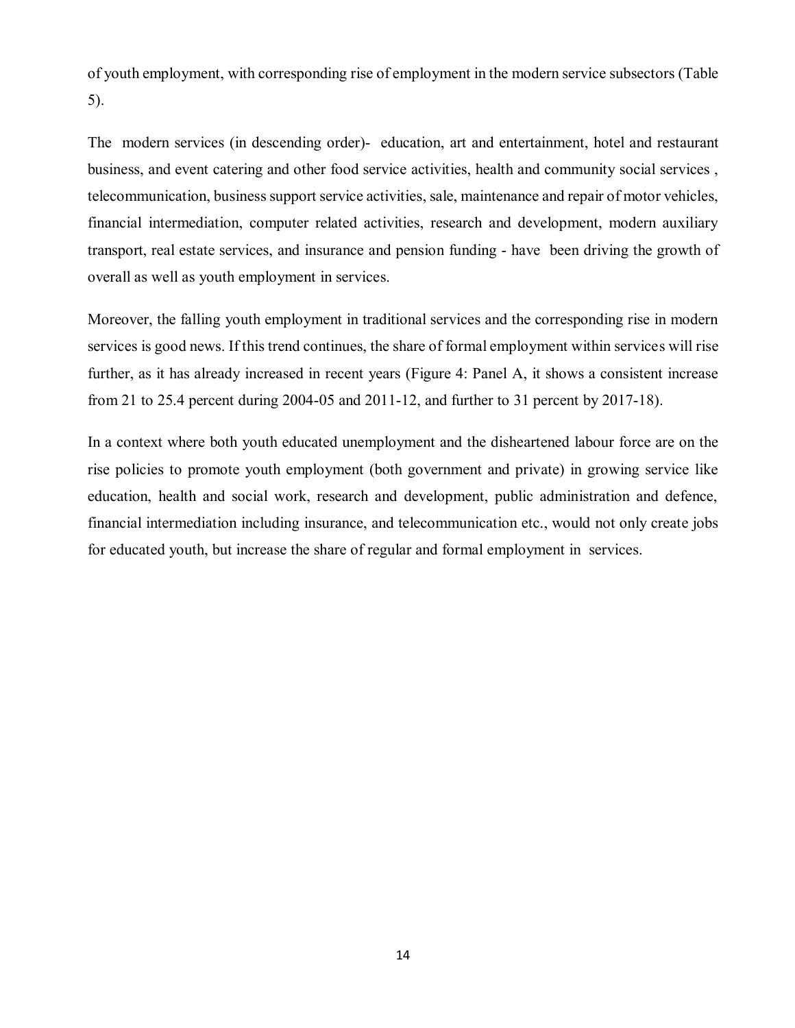of youth employment, with corresponding rise of employment in the modern service subsectors (Table 5).

The modern services (in descending order)- education, art and entertainment, hotel and restaurant business, and event catering and other food service activities, health and community social services, telecommunication, business support service activities, sale, maintenance and repair of motor vehicles, financial intermediation, computer related activities, research and development, modern auxiliary transport, real estate services, and insurance and pension funding - have been driving the growth of overall as well as youth employment in services.

Moreover, the falling youth employment in traditional services and the corresponding rise in modern services is good news. If this trend continues, the share of formal employment within services will rise further, as it has already increased in recent years (Figure 4: Panel A, it shows a consistent increase from 21 to 25.4 percent during 2004-05 and 2011-12, and further to 31 percent by 2017-18).

In a context where both youth educated unemployment and the disheartened labour force are on the rise policies to promote youth employment (both government and private) in growing service like education, health and social work, research and development, public administration and defence, financial intermediation including insurance, and telecommunication etc., would not only create jobs for educated youth, but increase the share of regular and formal employment in services.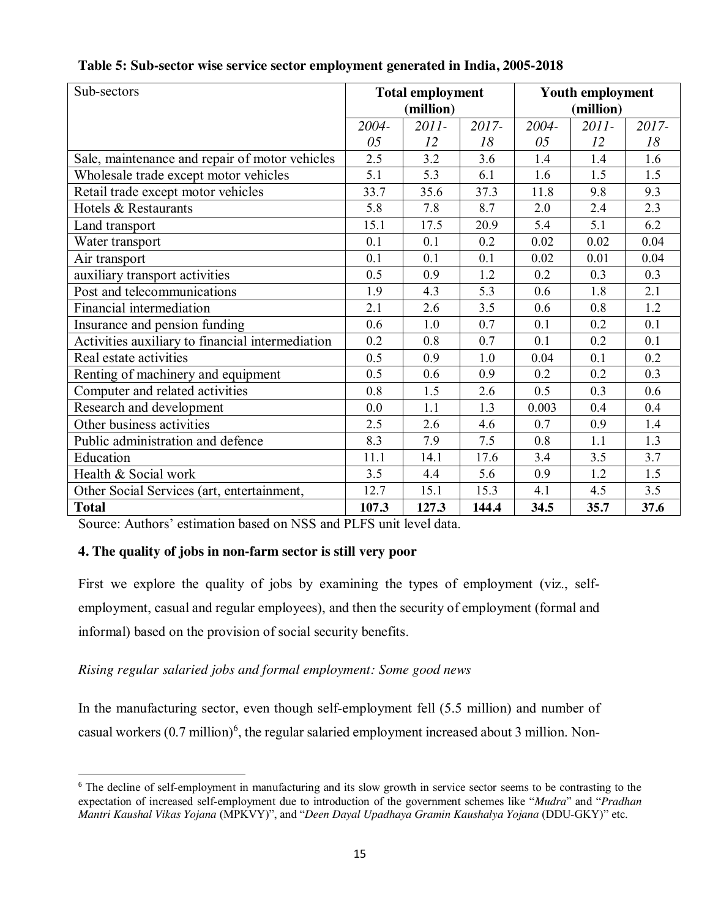**Table 5: Sub-sector wise service sector employment generated in India, 2005-2018**

| Sub-sectors | Total employment (million) | | | Youth employment (million) | | |
|---|---|---|---|---|---|---|
| | *2004-05* | *2011-12* | *2017-18* | *2004-05* | *2011-12* | *2017-18* |
| Sale, maintenance and repair of motor vehicles | 2.5 | 3.2 | 3.6 | 1.4 | 1.4 | 1.6 |
| Wholesale trade except motor vehicles | 5.1 | 5.3 | 6.1 | 1.6 | 1.5 | 1.5 |
| Retail trade except motor vehicles | 33.7 | 35.6 | 37.3 | 11.8 | 9.8 | 9.3 |
| Hotels & Restaurants | 5.8 | 7.8 | 8.7 | 2.0 | 2.4 | 2.3 |
| Land transport | 15.1 | 17.5 | 20.9 | 5.4 | 5.1 | 6.2 |
| Water transport | 0.1 | 0.1 | 0.2 | 0.02 | 0.02 | 0.04 |
| Air transport | 0.1 | 0.1 | 0.1 | 0.02 | 0.01 | 0.04 |
| auxiliary transport activities | 0.5 | 0.9 | 1.2 | 0.2 | 0.3 | 0.3 |
| Post and telecommunications | 1.9 | 4.3 | 5.3 | 0.6 | 1.8 | 2.1 |
| Financial intermediation | 2.1 | 2.6 | 3.5 | 0.6 | 0.8 | 1.2 |
| Insurance and pension funding | 0.6 | 1.0 | 0.7 | 0.1 | 0.2 | 0.1 |
| Activities auxiliary to financial intermediation | 0.2 | 0.8 | 0.7 | 0.1 | 0.2 | 0.1 |
| Real estate activities | 0.5 | 0.9 | 1.0 | 0.04 | 0.1 | 0.2 |
| Renting of machinery and equipment | 0.5 | 0.6 | 0.9 | 0.2 | 0.2 | 0.3 |
| Computer and related activities | 0.8 | 1.5 | 2.6 | 0.5 | 0.3 | 0.6 |
| Research and development | 0.0 | 1.1 | 1.3 | 0.003 | 0.4 | 0.4 |
| Other business activities | 2.5 | 2.6 | 4.6 | 0.7 | 0.9 | 1.4 |
| Public administration and defence | 8.3 | 7.9 | 7.5 | 0.8 | 1.1 | 1.3 |
| Education | 11.1 | 14.1 | 17.6 | 3.4 | 3.5 | 3.7 |
| Health & Social work | 3.5 | 4.4 | 5.6 | 0.9 | 1.2 | 1.5 |
| Other Social Services (art, entertainment, | 12.7 | 15.1 | 15.3 | 4.1 | 4.5 | 3.5 |
| **Total** | **107.3** | **127.3** | **144.4** | **34.5** | **35.7** | **37.6** |

Source: Authors' estimation based on NSS and PLFS unit level data.

### 4. The quality of jobs in non-farm sector is still very poor

First we explore the quality of jobs by examining the types of employment (viz., self-employment, casual and regular employees), and then the security of employment (formal and informal) based on the provision of social security benefits.

*Rising regular salaried jobs and formal employment: Some good news*

In the manufacturing sector, even though self-employment fell (5.5 million) and number of casual workers (0.7 million)[6], the regular salaried employment increased about 3 million. Non-

[6] The decline of self-employment in manufacturing and its slow growth in service sector seems to be contrasting to the expectation of increased self-employment due to introduction of the government schemes like "*Mudra*" and "*Pradhan Mantri Kaushal Vikas Yojana* (MPKVY)", and "*Deen Dayal Upadhaya Gramin Kaushalya Yojana* (DDU-GKY)" etc.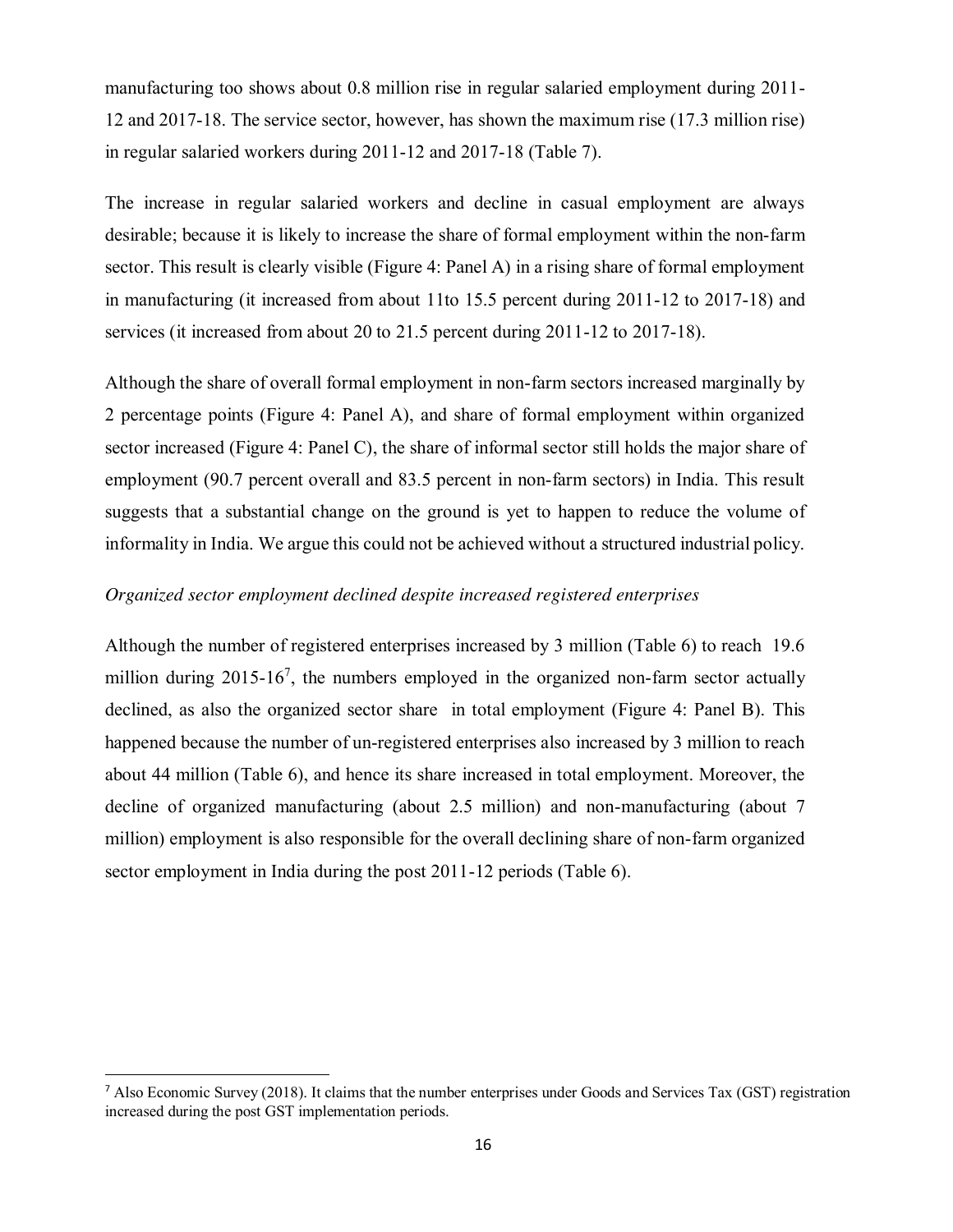manufacturing too shows about 0.8 million rise in regular salaried employment during 2011-12 and 2017-18. The service sector, however, has shown the maximum rise (17.3 million rise) in regular salaried workers during 2011-12 and 2017-18 (Table 7).

The increase in regular salaried workers and decline in casual employment are always desirable; because it is likely to increase the share of formal employment within the non-farm sector. This result is clearly visible (Figure 4: Panel A) in a rising share of formal employment in manufacturing (it increased from about 11to 15.5 percent during 2011-12 to 2017-18) and services (it increased from about 20 to 21.5 percent during 2011-12 to 2017-18).

Although the share of overall formal employment in non-farm sectors increased marginally by 2 percentage points (Figure 4: Panel A), and share of formal employment within organized sector increased (Figure 4: Panel C), the share of informal sector still holds the major share of employment (90.7 percent overall and 83.5 percent in non-farm sectors) in India. This result suggests that a substantial change on the ground is yet to happen to reduce the volume of informality in India. We argue this could not be achieved without a structured industrial policy.

*Organized sector employment declined despite increased registered enterprises*

Although the number of registered enterprises increased by 3 million (Table 6) to reach 19.6 million during 2015-16[7], the numbers employed in the organized non-farm sector actually declined, as also the organized sector share in total employment (Figure 4: Panel B). This happened because the number of un-registered enterprises also increased by 3 million to reach about 44 million (Table 6), and hence its share increased in total employment. Moreover, the decline of organized manufacturing (about 2.5 million) and non-manufacturing (about 7 million) employment is also responsible for the overall declining share of non-farm organized sector employment in India during the post 2011-12 periods (Table 6).

[7] Also Economic Survey (2018). It claims that the number enterprises under Goods and Services Tax (GST) registration increased during the post GST implementation periods.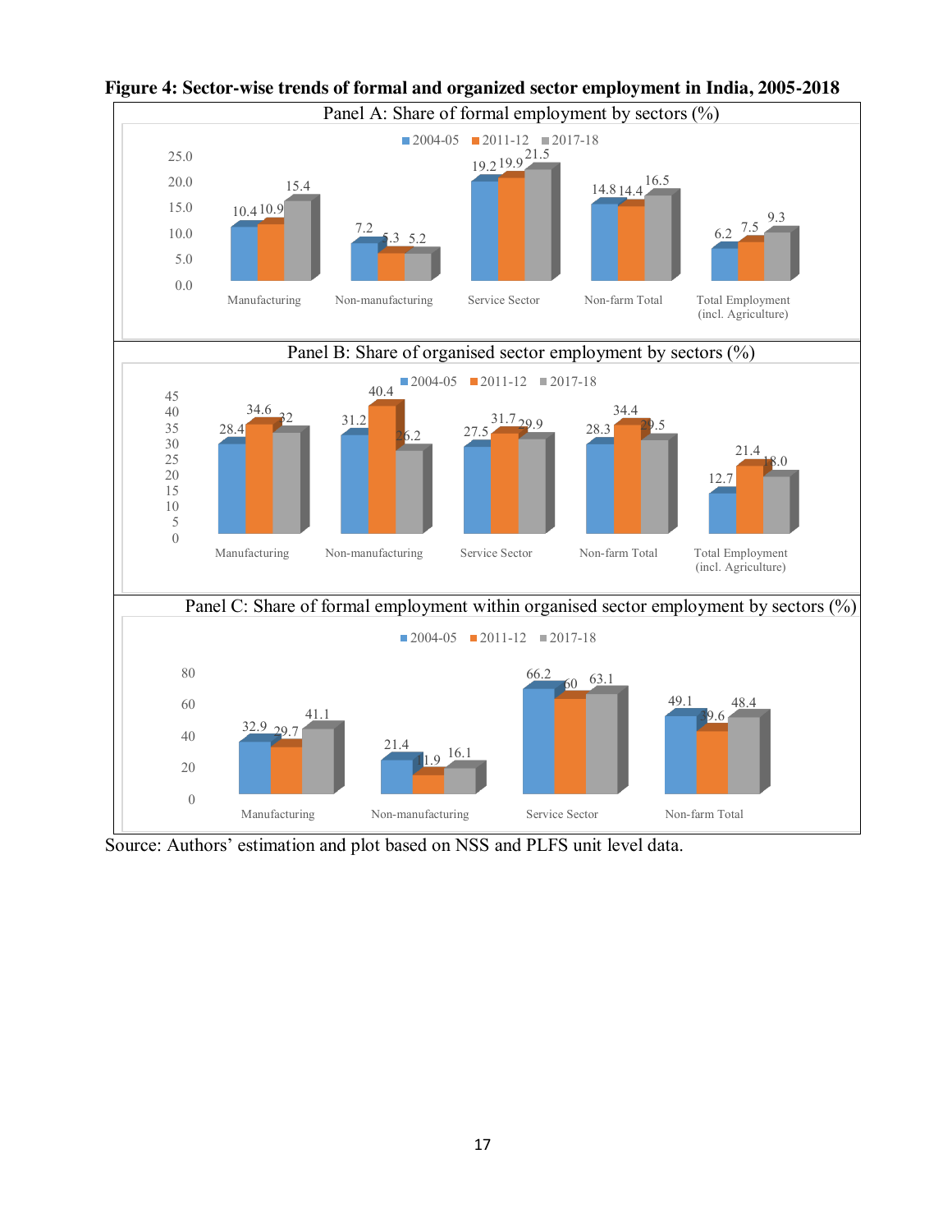**Figure 4: Sector-wise trends of formal and organized sector employment in India, 2005-2018**

Panel A: Share of formal employment by sectors (%)

| Sector | 2004-05 | 2011-12 | 2017-18 |
|---|---|---|---|
| Manufacturing | 10.4 | 10.9 | 15.4 |
| Non-manufacturing | 7.2 | 5.3 | 5.2 |
| Service Sector | 19.2 | 19.9 | 21.5 |
| Non-farm Total | 14.8 | 14.4 | 16.5 |
| Total Employment (incl. Agriculture) | 6.2 | 7.5 | 9.3 |

Panel B: Share of organised sector employment by sectors (%)

| Sector | 2004-05 | 2011-12 | 2017-18 |
|---|---|---|---|
| Manufacturing | 28.4 | 34.6 | 32 |
| Non-manufacturing | 31.2 | 40.4 | 26.2 |
| Service Sector | 27.5 | 31.7 | 29.9 |
| Non-farm Total | 28.3 | 34.4 | 29.5 |
| Total Employment (incl. Agriculture) | 12.7 | 21.4 | 18.0 |

Panel C: Share of formal employment within organised sector employment by sectors (%)

| Sector | 2004-05 | 2011-12 | 2017-18 |
|---|---|---|---|
| Manufacturing | 32.9 | 29.7 | 41.1 |
| Non-manufacturing | 21.4 | 11.9 | 16.1 |
| Service Sector | 66.2 | 60 | 63.1 |
| Non-farm Total | 49.1 | 39.6 | 48.4 |

Source: Authors' estimation and plot based on NSS and PLFS unit level data.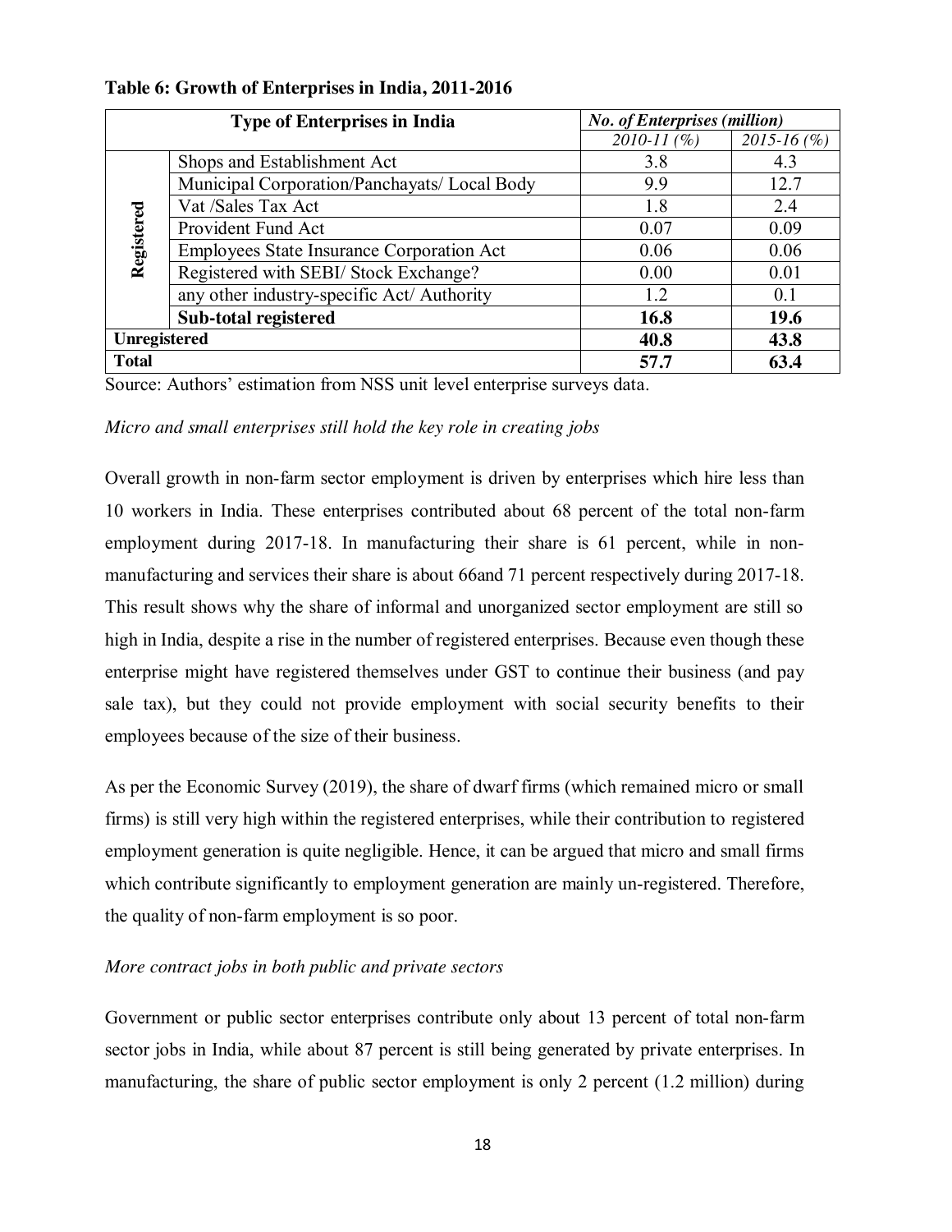**Table 6: Growth of Enterprises in India, 2011-2016**

| Type of Enterprises in India | | *No. of Enterprises (million)* | |
|---|---|---|---|
| | | *2010-11 (%)* | *2015-16 (%)* |
| Registered | Shops and Establishment Act | 3.8 | 4.3 |
| | Municipal Corporation/Panchayats/ Local Body | 9.9 | 12.7 |
| | Vat /Sales Tax Act | 1.8 | 2.4 |
| | Provident Fund Act | 0.07 | 0.09 |
| | Employees State Insurance Corporation Act | 0.06 | 0.06 |
| | Registered with SEBI/ Stock Exchange? | 0.00 | 0.01 |
| | any other industry-specific Act/ Authority | 1.2 | 0.1 |
| | **Sub-total registered** | **16.8** | **19.6** |
| **Unregistered** | | **40.8** | **43.8** |
| **Total** | | **57.7** | **63.4** |

Source: Authors' estimation from NSS unit level enterprise surveys data.

*Micro and small enterprises still hold the key role in creating jobs*

Overall growth in non-farm sector employment is driven by enterprises which hire less than 10 workers in India. These enterprises contributed about 68 percent of the total non-farm employment during 2017-18. In manufacturing their share is 61 percent, while in non-manufacturing and services their share is about 66and 71 percent respectively during 2017-18. This result shows why the share of informal and unorganized sector employment are still so high in India, despite a rise in the number of registered enterprises. Because even though these enterprise might have registered themselves under GST to continue their business (and pay sale tax), but they could not provide employment with social security benefits to their employees because of the size of their business.

As per the Economic Survey (2019), the share of dwarf firms (which remained micro or small firms) is still very high within the registered enterprises, while their contribution to registered employment generation is quite negligible. Hence, it can be argued that micro and small firms which contribute significantly to employment generation are mainly un-registered. Therefore, the quality of non-farm employment is so poor.

*More contract jobs in both public and private sectors*

Government or public sector enterprises contribute only about 13 percent of total non-farm sector jobs in India, while about 87 percent is still being generated by private enterprises. In manufacturing, the share of public sector employment is only 2 percent (1.2 million) during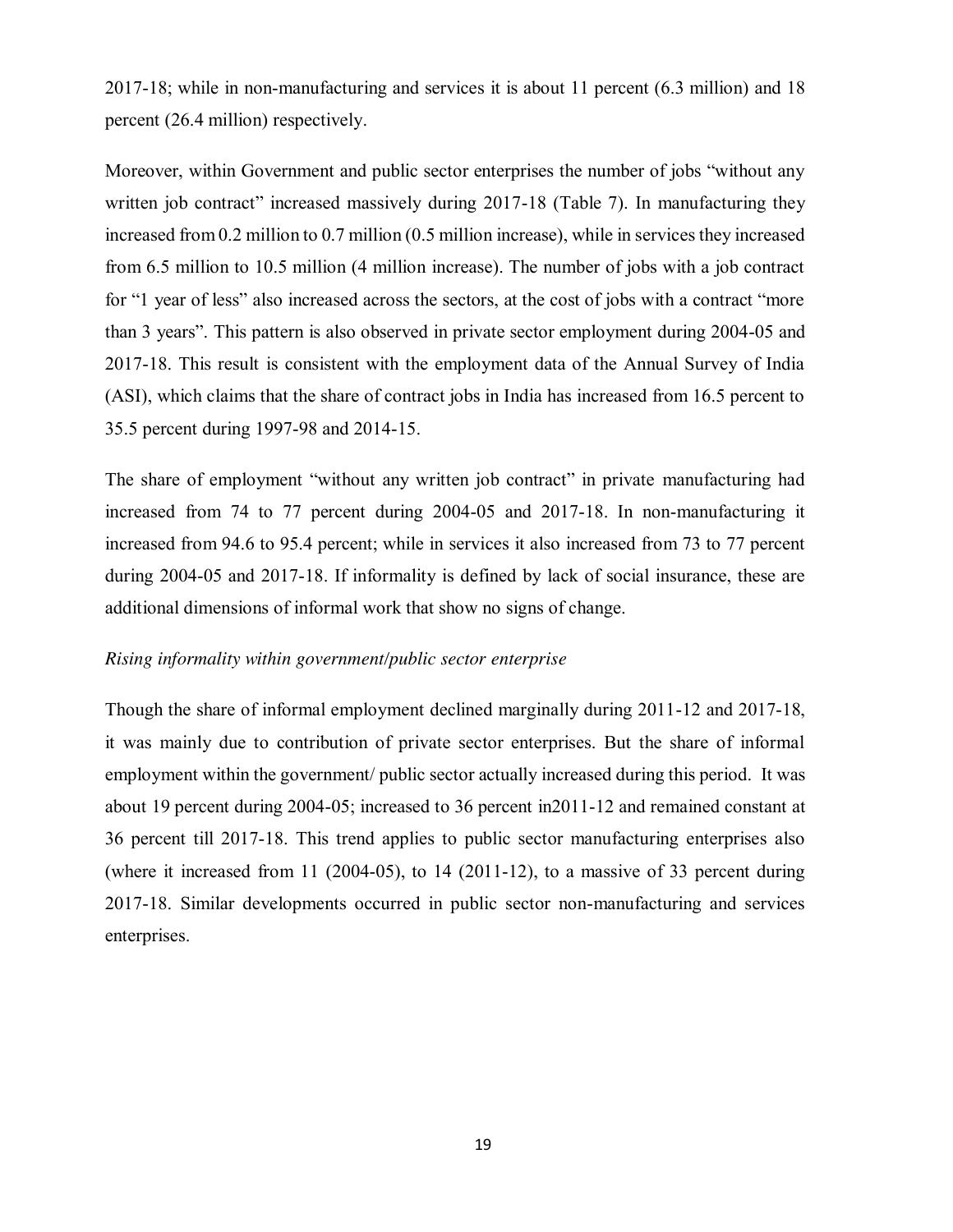2017-18; while in non-manufacturing and services it is about 11 percent (6.3 million) and 18 percent (26.4 million) respectively.

Moreover, within Government and public sector enterprises the number of jobs "without any written job contract" increased massively during 2017-18 (Table 7). In manufacturing they increased from 0.2 million to 0.7 million (0.5 million increase), while in services they increased from 6.5 million to 10.5 million (4 million increase). The number of jobs with a job contract for "1 year of less" also increased across the sectors, at the cost of jobs with a contract "more than 3 years". This pattern is also observed in private sector employment during 2004-05 and 2017-18. This result is consistent with the employment data of the Annual Survey of India (ASI), which claims that the share of contract jobs in India has increased from 16.5 percent to 35.5 percent during 1997-98 and 2014-15.

The share of employment "without any written job contract" in private manufacturing had increased from 74 to 77 percent during 2004-05 and 2017-18. In non-manufacturing it increased from 94.6 to 95.4 percent; while in services it also increased from 73 to 77 percent during 2004-05 and 2017-18. If informality is defined by lack of social insurance, these are additional dimensions of informal work that show no signs of change.

*Rising informality within government/public sector enterprise*

Though the share of informal employment declined marginally during 2011-12 and 2017-18, it was mainly due to contribution of private sector enterprises. But the share of informal employment within the government/ public sector actually increased during this period. It was about 19 percent during 2004-05; increased to 36 percent in2011-12 and remained constant at 36 percent till 2017-18. This trend applies to public sector manufacturing enterprises also (where it increased from 11 (2004-05), to 14 (2011-12), to a massive of 33 percent during 2017-18. Similar developments occurred in public sector non-manufacturing and services enterprises.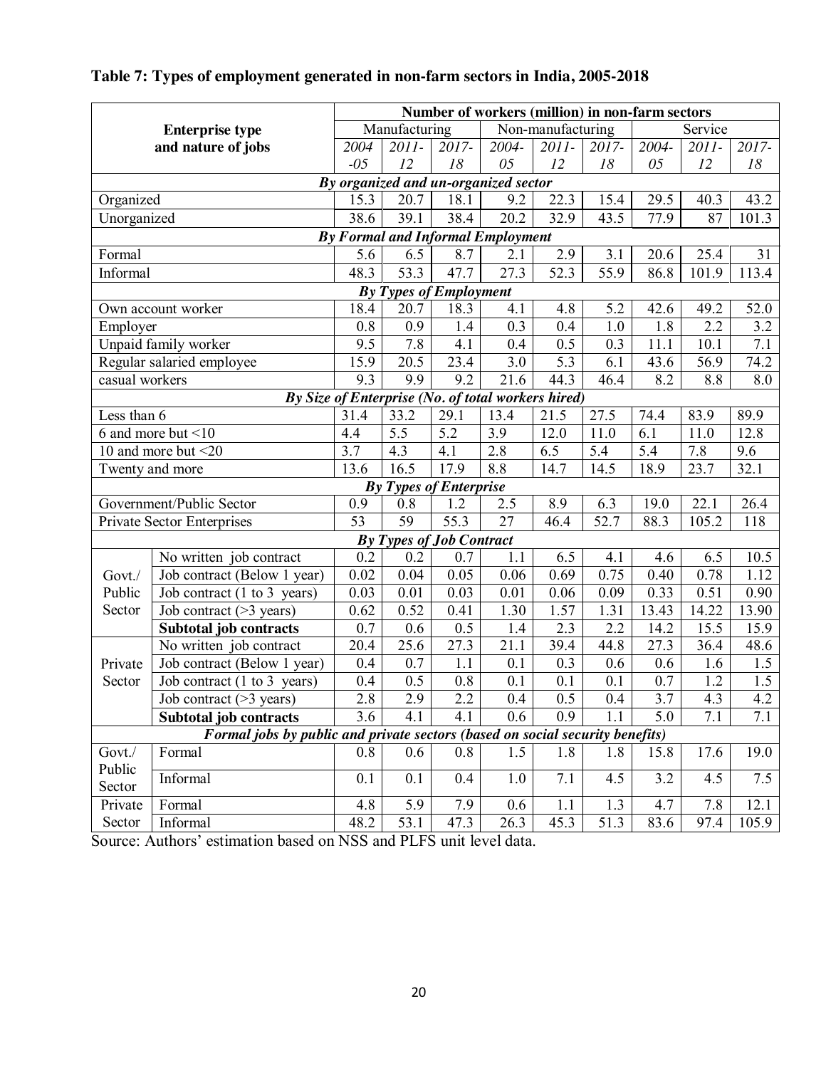**Table 7: Types of employment generated in non-farm sectors in India, 2005-2018**

| Enterprise type and nature of jobs | | Number of workers (million) in non-farm sectors | | | | | | | | |
|---|---|---|---|---|---|---|---|---|---|---|
| | | Manufacturing | | | Non-manufacturing | | | Service | | |
| | | *2004-05* | *2011-12* | *2017-18* | *2004-05* | *2011-12* | *2017-18* | *2004-05* | *2011-12* | *2017-18* |
| ***By organized and un-organized sector*** | | | | | | | | | | |
| Organized | | 15.3 | 20.7 | 18.1 | 9.2 | 22.3 | 15.4 | 29.5 | 40.3 | 43.2 |
| Unorganized | | 38.6 | 39.1 | 38.4 | 20.2 | 32.9 | 43.5 | 77.9 | 87 | 101.3 |
| ***By Formal and Informal Employment*** | | | | | | | | | | |
| Formal | | 5.6 | 6.5 | 8.7 | 2.1 | 2.9 | 3.1 | 20.6 | 25.4 | 31 |
| Informal | | 48.3 | 53.3 | 47.7 | 27.3 | 52.3 | 55.9 | 86.8 | 101.9 | 113.4 |
| ***By Types of Employment*** | | | | | | | | | | |
| Own account worker | | 18.4 | 20.7 | 18.3 | 4.1 | 4.8 | 5.2 | 42.6 | 49.2 | 52.0 |
| Employer | | 0.8 | 0.9 | 1.4 | 0.3 | 0.4 | 1.0 | 1.8 | 2.2 | 3.2 |
| Unpaid family worker | | 9.5 | 7.8 | 4.1 | 0.4 | 0.5 | 0.3 | 11.1 | 10.1 | 7.1 |
| Regular salaried employee | | 15.9 | 20.5 | 23.4 | 3.0 | 5.3 | 6.1 | 43.6 | 56.9 | 74.2 |
| casual workers | | 9.3 | 9.9 | 9.2 | 21.6 | 44.3 | 46.4 | 8.2 | 8.8 | 8.0 |
| ***By Size of Enterprise (No. of total workers hired)*** | | | | | | | | | | |
| Less than 6 | | 31.4 | 33.2 | 29.1 | 13.4 | 21.5 | 27.5 | 74.4 | 83.9 | 89.9 |
| 6 and more but <10 | | 4.4 | 5.5 | 5.2 | 3.9 | 12.0 | 11.0 | 6.1 | 11.0 | 12.8 |
| 10 and more but <20 | | 3.7 | 4.3 | 4.1 | 2.8 | 6.5 | 5.4 | 5.4 | 7.8 | 9.6 |
| Twenty and more | | 13.6 | 16.5 | 17.9 | 8.8 | 14.7 | 14.5 | 18.9 | 23.7 | 32.1 |
| ***By Types of Enterprise*** | | | | | | | | | | |
| Government/Public Sector | | 0.9 | 0.8 | 1.2 | 2.5 | 8.9 | 6.3 | 19.0 | 22.1 | 26.4 |
| Private Sector Enterprises | | 53 | 59 | 55.3 | 27 | 46.4 | 52.7 | 88.3 | 105.2 | 118 |
| ***By Types of Job Contract*** | | | | | | | | | | |
| Govt./ Public Sector | No written job contract | 0.2 | 0.2 | 0.7 | 1.1 | 6.5 | 4.1 | 4.6 | 6.5 | 10.5 |
| | Job contract (Below 1 year) | 0.02 | 0.04 | 0.05 | 0.06 | 0.69 | 0.75 | 0.40 | 0.78 | 1.12 |
| | Job contract (1 to 3 years) | 0.03 | 0.01 | 0.03 | 0.01 | 0.06 | 0.09 | 0.33 | 0.51 | 0.90 |
| | Job contract (>3 years) | 0.62 | 0.52 | 0.41 | 1.30 | 1.57 | 1.31 | 13.43 | 14.22 | 13.90 |
| | **Subtotal job contracts** | 0.7 | 0.6 | 0.5 | 1.4 | 2.3 | 2.2 | 14.2 | 15.5 | 15.9 |
| Private Sector | No written job contract | 20.4 | 25.6 | 27.3 | 21.1 | 39.4 | 44.8 | 27.3 | 36.4 | 48.6 |
| | Job contract (Below 1 year) | 0.4 | 0.7 | 1.1 | 0.1 | 0.3 | 0.6 | 0.6 | 1.6 | 1.5 |
| | Job contract (1 to 3 years) | 0.4 | 0.5 | 0.8 | 0.1 | 0.1 | 0.1 | 0.7 | 1.2 | 1.5 |
| | Job contract (>3 years) | 2.8 | 2.9 | 2.2 | 0.4 | 0.5 | 0.4 | 3.7 | 4.3 | 4.2 |
| | **Subtotal job contracts** | 3.6 | 4.1 | 4.1 | 0.6 | 0.9 | 1.1 | 5.0 | 7.1 | 7.1 |
| ***Formal jobs by public and private sectors (based on social security benefits)*** | | | | | | | | | | |
| Govt./ Public Sector | Formal | 0.8 | 0.6 | 0.8 | 1.5 | 1.8 | 1.8 | 15.8 | 17.6 | 19.0 |
| | Informal | 0.1 | 0.1 | 0.4 | 1.0 | 7.1 | 4.5 | 3.2 | 4.5 | 7.5 |
| Private Sector | Formal | 4.8 | 5.9 | 7.9 | 0.6 | 1.1 | 1.3 | 4.7 | 7.8 | 12.1 |
| | Informal | 48.2 | 53.1 | 47.3 | 26.3 | 45.3 | 51.3 | 83.6 | 97.4 | 105.9 |

Source: Authors' estimation based on NSS and PLFS unit level data.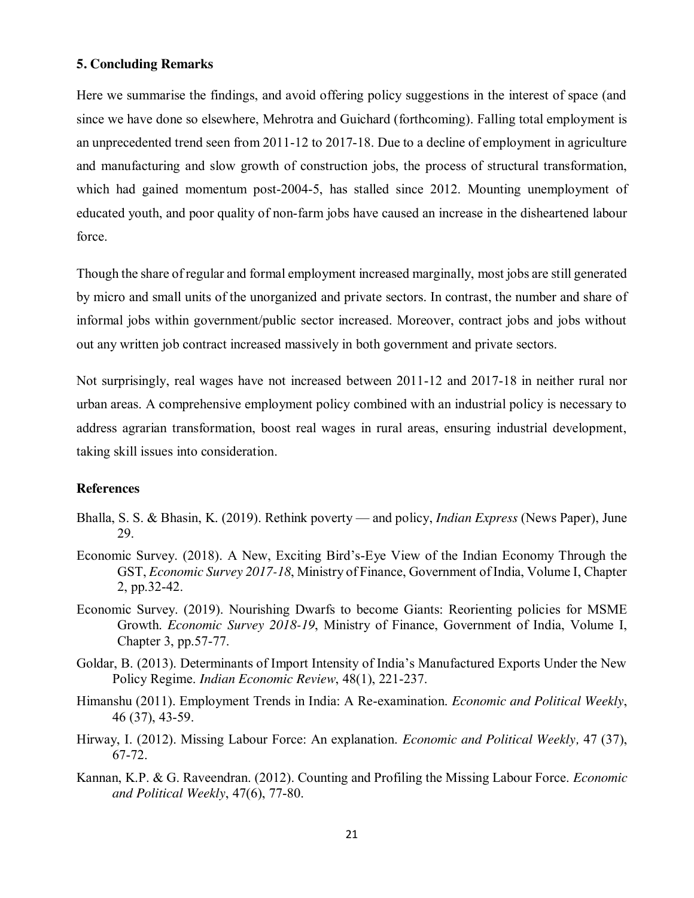## 5. Concluding Remarks

Here we summarise the findings, and avoid offering policy suggestions in the interest of space (and since we have done so elsewhere, Mehrotra and Guichard (forthcoming). Falling total employment is an unprecedented trend seen from 2011-12 to 2017-18. Due to a decline of employment in agriculture and manufacturing and slow growth of construction jobs, the process of structural transformation, which had gained momentum post-2004-5, has stalled since 2012. Mounting unemployment of educated youth, and poor quality of non-farm jobs have caused an increase in the disheartened labour force.

Though the share of regular and formal employment increased marginally, most jobs are still generated by micro and small units of the unorganized and private sectors. In contrast, the number and share of informal jobs within government/public sector increased. Moreover, contract jobs and jobs without out any written job contract increased massively in both government and private sectors.

Not surprisingly, real wages have not increased between 2011-12 and 2017-18 in neither rural nor urban areas. A comprehensive employment policy combined with an industrial policy is necessary to address agrarian transformation, boost real wages in rural areas, ensuring industrial development, taking skill issues into consideration.

### References

Bhalla, S. S. & Bhasin, K. (2019). Rethink poverty — and policy, *Indian Express* (News Paper), June 29.

Economic Survey. (2018). A New, Exciting Bird's-Eye View of the Indian Economy Through the GST, *Economic Survey 2017-18*, Ministry of Finance, Government of India, Volume I, Chapter 2, pp.32-42.

Economic Survey. (2019). Nourishing Dwarfs to become Giants: Reorienting policies for MSME Growth. *Economic Survey 2018-19*, Ministry of Finance, Government of India, Volume I, Chapter 3, pp.57-77.

Goldar, B. (2013). Determinants of Import Intensity of India's Manufactured Exports Under the New Policy Regime. *Indian Economic Review*, 48(1), 221-237.

Himanshu (2011). Employment Trends in India: A Re-examination. *Economic and Political Weekly*, 46 (37), 43-59.

Hirway, I. (2012). Missing Labour Force: An explanation. *Economic and Political Weekly,* 47 (37), 67-72.

Kannan, K.P. & G. Raveendran. (2012). Counting and Profiling the Missing Labour Force. *Economic and Political Weekly*, 47(6), 77-80.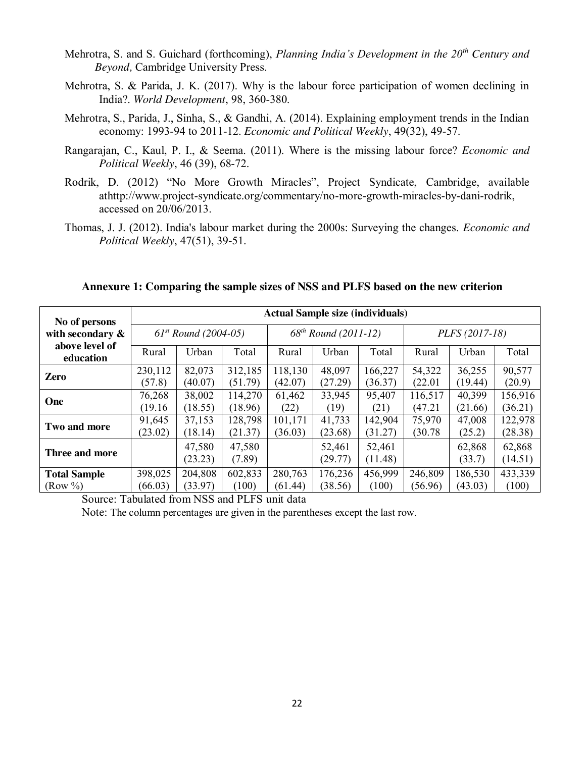Mehrotra, S. and S. Guichard (forthcoming), *Planning India's Development in the 20th Century and Beyond,* Cambridge University Press.

Mehrotra, S. & Parida, J. K. (2017). Why is the labour force participation of women declining in India?. *World Development*, 98, 360-380.

Mehrotra, S., Parida, J., Sinha, S., & Gandhi, A. (2014). Explaining employment trends in the Indian economy: 1993-94 to 2011-12. *Economic and Political Weekly*, 49(32), 49-57.

Rangarajan, C., Kaul, P. I., & Seema. (2011). Where is the missing labour force? *Economic and Political Weekly*, 46 (39), 68-72.

Rodrik, D. (2012) "No More Growth Miracles", Project Syndicate, Cambridge, available athttp://www.project-syndicate.org/commentary/no-more-growth-miracles-by-dani-rodrik, accessed on 20/06/2013.

Thomas, J. J. (2012). India's labour market during the 2000s: Surveying the changes. *Economic and Political Weekly*, 47(51), 39-51.

**Annexure 1: Comparing the sample sizes of NSS and PLFS based on the new criterion**

| No of persons with secondary & above level of education | Actual Sample size (individuals) | | | | | | | | |
|---|---|---|---|---|---|---|---|---|---|
| | *61st Round (2004-05)* | | | *68th Round (2011-12)* | | | *PLFS (2017-18)* | | |
| | Rural | Urban | Total | Rural | Urban | Total | Rural | Urban | Total |
| **Zero** | 230,112 (57.8) | 82,073 (40.07) | 312,185 (51.79) | 118,130 (42.07) | 48,097 (27.29) | 166,227 (36.37) | 54,322 (22.01 | 36,255 (19.44) | 90,577 (20.9) |
| **One** | 76,268 (19.16 | 38,002 (18.55) | 114,270 (18.96) | 61,462 (22) | 33,945 (19) | 95,407 (21) | 116,517 (47.21 | 40,399 (21.66) | 156,916 (36.21) |
| **Two and more** | 91,645 (23.02) | 37,153 (18.14) | 128,798 (21.37) | 101,171 (36.03) | 41,733 (23.68) | 142,904 (31.27) | 75,970 (30.78 | 47,008 (25.2) | 122,978 (28.38) |
| **Three and more** | | 47,580 (23.23) | 47,580 (7.89) | | 52,461 (29.77) | 52,461 (11.48) | | 62,868 (33.7) | 62,868 (14.51) |
| **Total Sample** (Row %) | 398,025 (66.03) | 204,808 (33.97) | 602,833 (100) | 280,763 (61.44) | 176,236 (38.56) | 456,999 (100) | 246,809 (56.96) | 186,530 (43.03) | 433,339 (100) |

Source: Tabulated from NSS and PLFS unit data

Note: The column percentages are given in the parentheses except the last row.